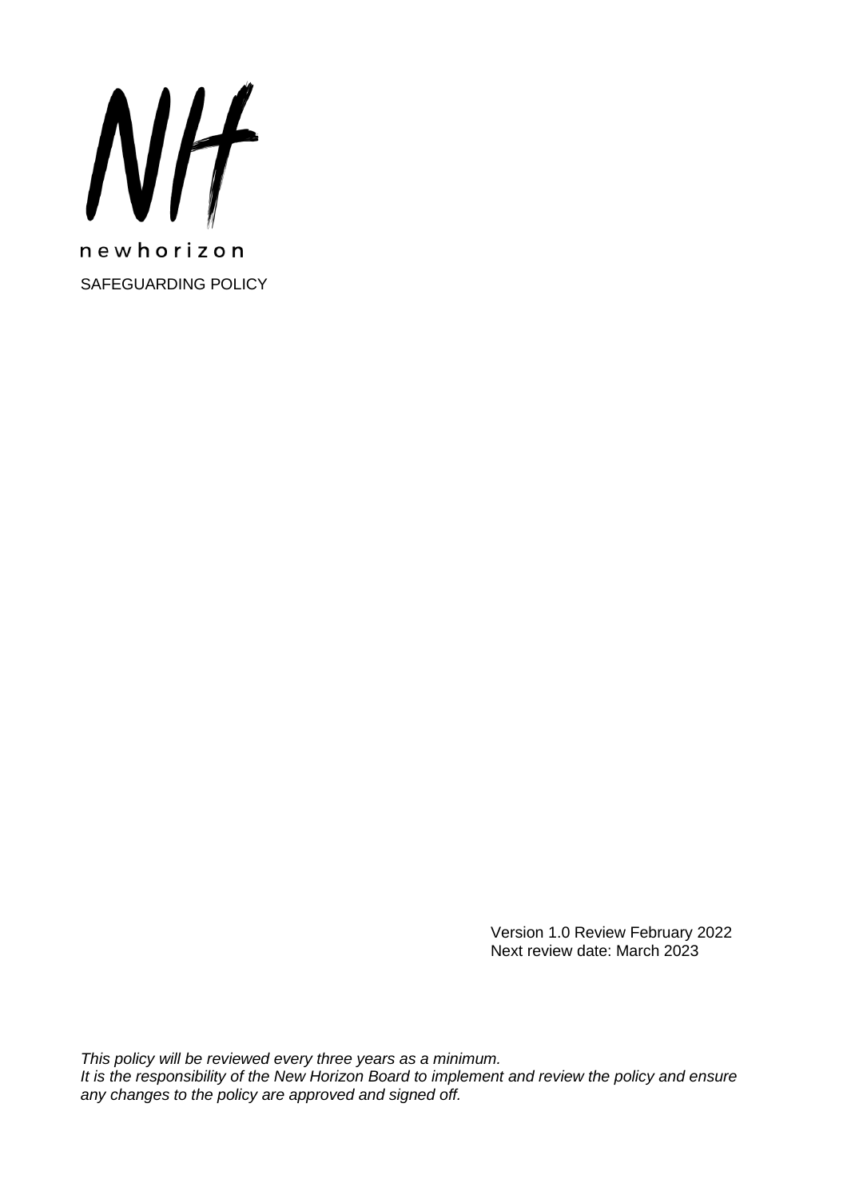newhorizon

# SAFEGUARDING POLICY

Version 1.0 Review February 2022
Next review date: March 2023

*This policy will be reviewed every three years as a minimum.*
*It is the responsibility of the New Horizon Board to implement and review the policy and ensure any changes to the policy are approved and signed off.*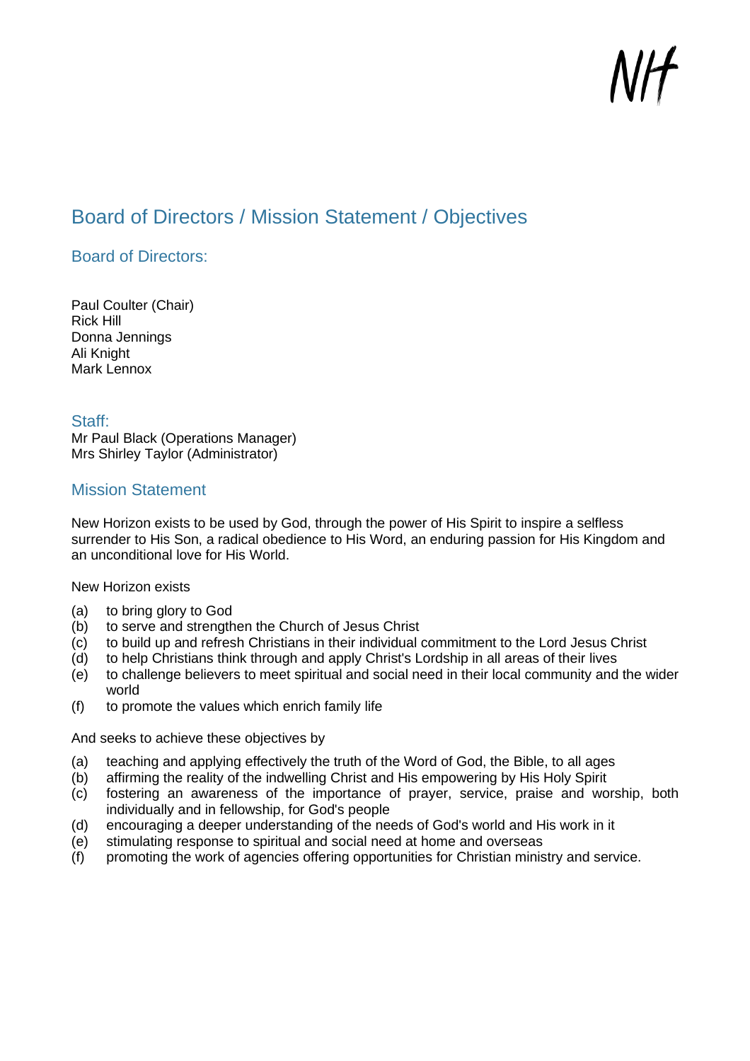# Board of Directors / Mission Statement / Objectives

## Board of Directors:

Paul Coulter (Chair)
Rick Hill
Donna Jennings
Ali Knight
Mark Lennox

## Staff:

Mr Paul Black (Operations Manager)
Mrs Shirley Taylor (Administrator)

## Mission Statement

New Horizon exists to be used by God, through the power of His Spirit to inspire a selfless surrender to His Son, a radical obedience to His Word, an enduring passion for His Kingdom and an unconditional love for His World.

New Horizon exists

- (a) to bring glory to God
- (b) to serve and strengthen the Church of Jesus Christ
- (c) to build up and refresh Christians in their individual commitment to the Lord Jesus Christ
- (d) to help Christians think through and apply Christ's Lordship in all areas of their lives
- (e) to challenge believers to meet spiritual and social need in their local community and the wider world
- (f) to promote the values which enrich family life

And seeks to achieve these objectives by

- (a) teaching and applying effectively the truth of the Word of God, the Bible, to all ages
- (b) affirming the reality of the indwelling Christ and His empowering by His Holy Spirit
- (c) fostering an awareness of the importance of prayer, service, praise and worship, both individually and in fellowship, for God's people
- (d) encouraging a deeper understanding of the needs of God's world and His work in it
- (e) stimulating response to spiritual and social need at home and overseas
- (f) promoting the work of agencies offering opportunities for Christian ministry and service.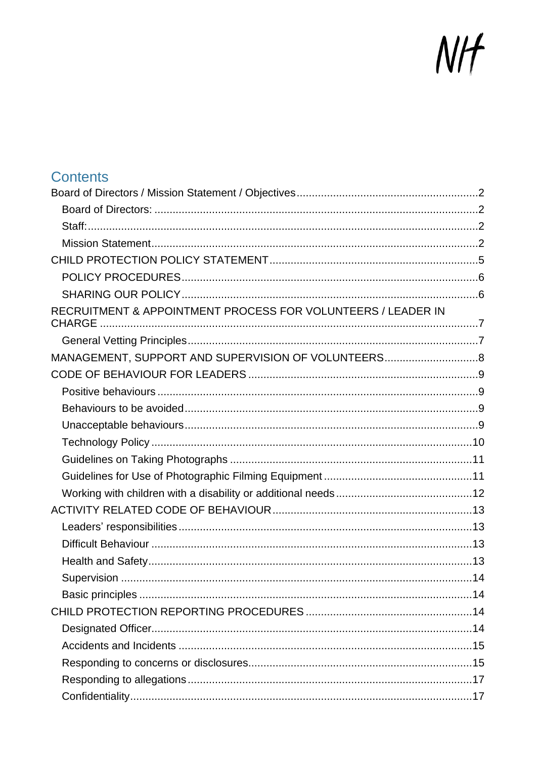## Contents

- Board of Directors / Mission Statement / Objectives ........ 2
  - Board of Directors: ........ 2
  - Staff: ........ 2
  - Mission Statement ........ 2
- CHILD PROTECTION POLICY STATEMENT ........ 5
  - POLICY PROCEDURES ........ 6
  - SHARING OUR POLICY ........ 6
- RECRUITMENT & APPOINTMENT PROCESS FOR VOLUNTEERS / LEADER IN CHARGE ........ 7
  - General Vetting Principles ........ 7
- MANAGEMENT, SUPPORT AND SUPERVISION OF VOLUNTEERS ........ 8
- CODE OF BEHAVIOUR FOR LEADERS ........ 9
  - Positive behaviours ........ 9
  - Behaviours to be avoided ........ 9
  - Unacceptable behaviours ........ 9
  - Technology Policy ........ 10
  - Guidelines on Taking Photographs ........ 11
  - Guidelines for Use of Photographic Filming Equipment ........ 11
  - Working with children with a disability or additional needs ........ 12
- ACTIVITY RELATED CODE OF BEHAVIOUR ........ 13
  - Leaders' responsibilities ........ 13
  - Difficult Behaviour ........ 13
  - Health and Safety ........ 13
  - Supervision ........ 14
  - Basic principles ........ 14
- CHILD PROTECTION REPORTING PROCEDURES ........ 14
  - Designated Officer ........ 14
  - Accidents and Incidents ........ 15
  - Responding to concerns or disclosures ........ 15
  - Responding to allegations ........ 17
  - Confidentiality ........ 17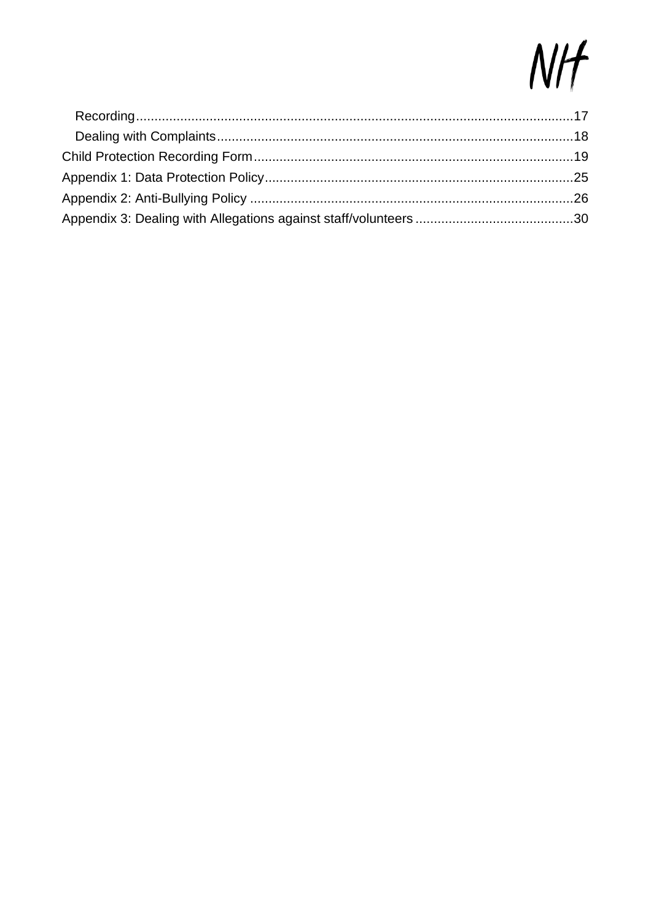Recording ....................................................................................................................17

Dealing with Complaints ..............................................................................................18

Child Protection Recording Form ....................................................................................19

Appendix 1: Data Protection Policy .................................................................................25

Appendix 2: Anti-Bullying Policy .....................................................................................26

Appendix 3: Dealing with Allegations against staff/volunteers ........................................30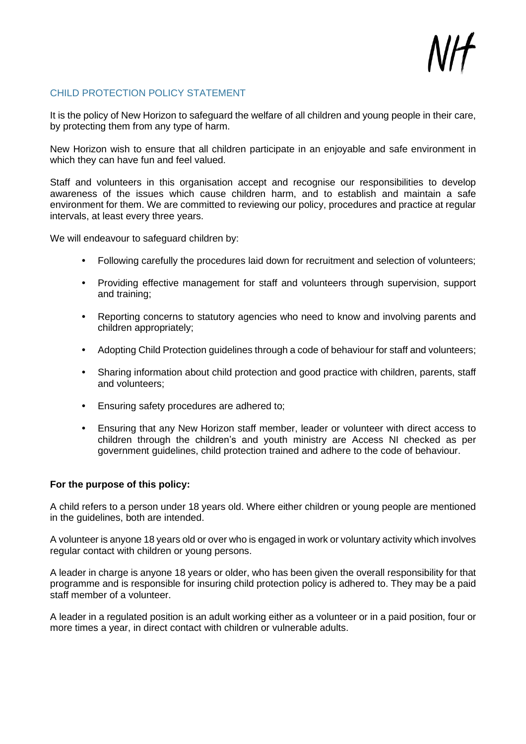## CHILD PROTECTION POLICY STATEMENT

It is the policy of New Horizon to safeguard the welfare of all children and young people in their care, by protecting them from any type of harm.

New Horizon wish to ensure that all children participate in an enjoyable and safe environment in which they can have fun and feel valued.

Staff and volunteers in this organisation accept and recognise our responsibilities to develop awareness of the issues which cause children harm, and to establish and maintain a safe environment for them. We are committed to reviewing our policy, procedures and practice at regular intervals, at least every three years.

We will endeavour to safeguard children by:

- Following carefully the procedures laid down for recruitment and selection of volunteers;
- Providing effective management for staff and volunteers through supervision, support and training;
- Reporting concerns to statutory agencies who need to know and involving parents and children appropriately;
- Adopting Child Protection guidelines through a code of behaviour for staff and volunteers;
- Sharing information about child protection and good practice with children, parents, staff and volunteers;
- Ensuring safety procedures are adhered to;
- Ensuring that any New Horizon staff member, leader or volunteer with direct access to children through the children's and youth ministry are Access NI checked as per government guidelines, child protection trained and adhere to the code of behaviour.

**For the purpose of this policy:**

A child refers to a person under 18 years old. Where either children or young people are mentioned in the guidelines, both are intended.

A volunteer is anyone 18 years old or over who is engaged in work or voluntary activity which involves regular contact with children or young persons.

A leader in charge is anyone 18 years or older, who has been given the overall responsibility for that programme and is responsible for insuring child protection policy is adhered to. They may be a paid staff member of a volunteer.

A leader in a regulated position is an adult working either as a volunteer or in a paid position, four or more times a year, in direct contact with children or vulnerable adults.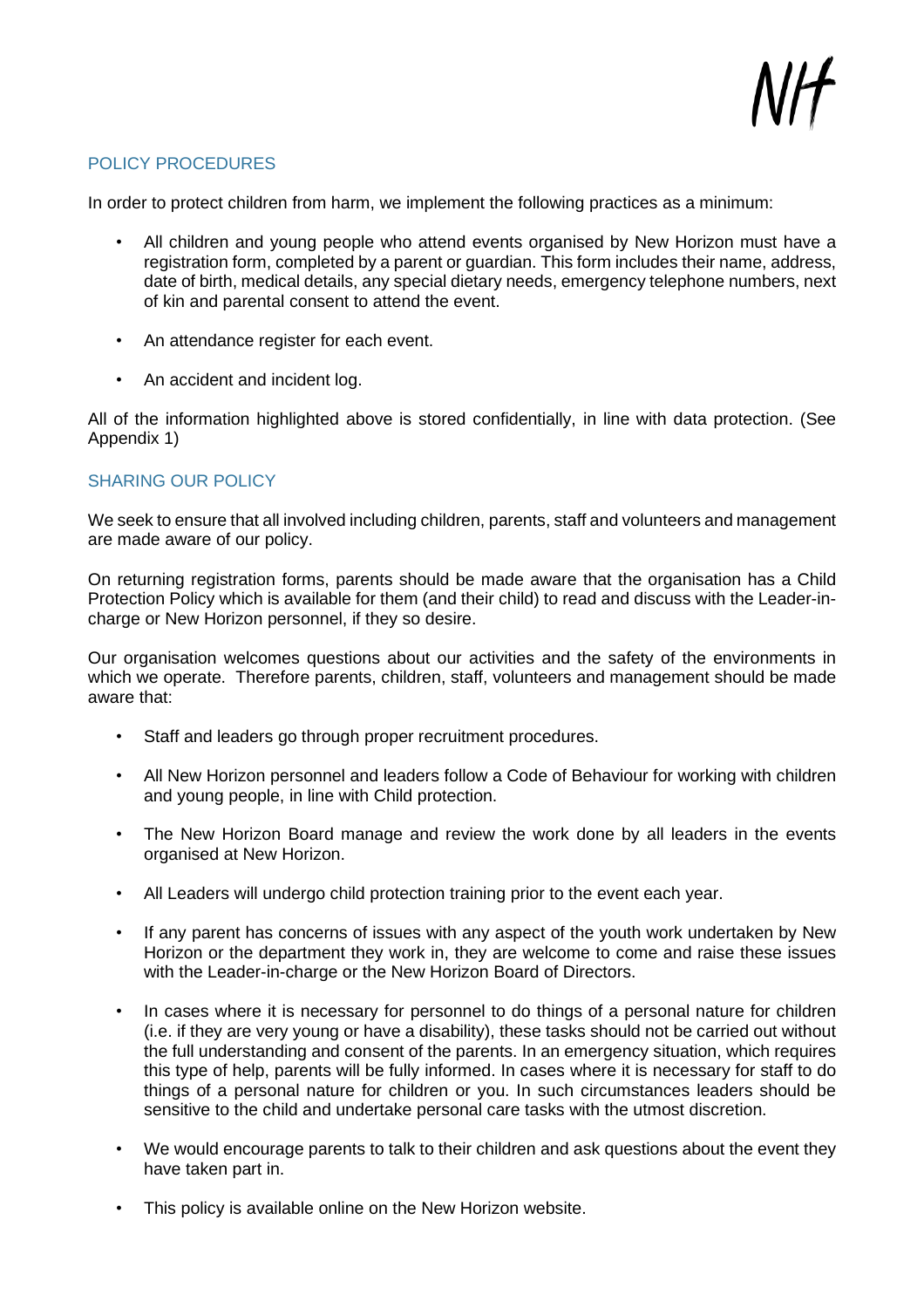## POLICY PROCEDURES

In order to protect children from harm, we implement the following practices as a minimum:

- All children and young people who attend events organised by New Horizon must have a registration form, completed by a parent or guardian. This form includes their name, address, date of birth, medical details, any special dietary needs, emergency telephone numbers, next of kin and parental consent to attend the event.
- An attendance register for each event.
- An accident and incident log.

All of the information highlighted above is stored confidentially, in line with data protection. (See Appendix 1)

## SHARING OUR POLICY

We seek to ensure that all involved including children, parents, staff and volunteers and management are made aware of our policy.

On returning registration forms, parents should be made aware that the organisation has a Child Protection Policy which is available for them (and their child) to read and discuss with the Leader-in-charge or New Horizon personnel, if they so desire.

Our organisation welcomes questions about our activities and the safety of the environments in which we operate. Therefore parents, children, staff, volunteers and management should be made aware that:

- Staff and leaders go through proper recruitment procedures.
- All New Horizon personnel and leaders follow a Code of Behaviour for working with children and young people, in line with Child protection.
- The New Horizon Board manage and review the work done by all leaders in the events organised at New Horizon.
- All Leaders will undergo child protection training prior to the event each year.
- If any parent has concerns of issues with any aspect of the youth work undertaken by New Horizon or the department they work in, they are welcome to come and raise these issues with the Leader-in-charge or the New Horizon Board of Directors.
- In cases where it is necessary for personnel to do things of a personal nature for children (i.e. if they are very young or have a disability), these tasks should not be carried out without the full understanding and consent of the parents. In an emergency situation, which requires this type of help, parents will be fully informed. In cases where it is necessary for staff to do things of a personal nature for children or you. In such circumstances leaders should be sensitive to the child and undertake personal care tasks with the utmost discretion.
- We would encourage parents to talk to their children and ask questions about the event they have taken part in.
- This policy is available online on the New Horizon website.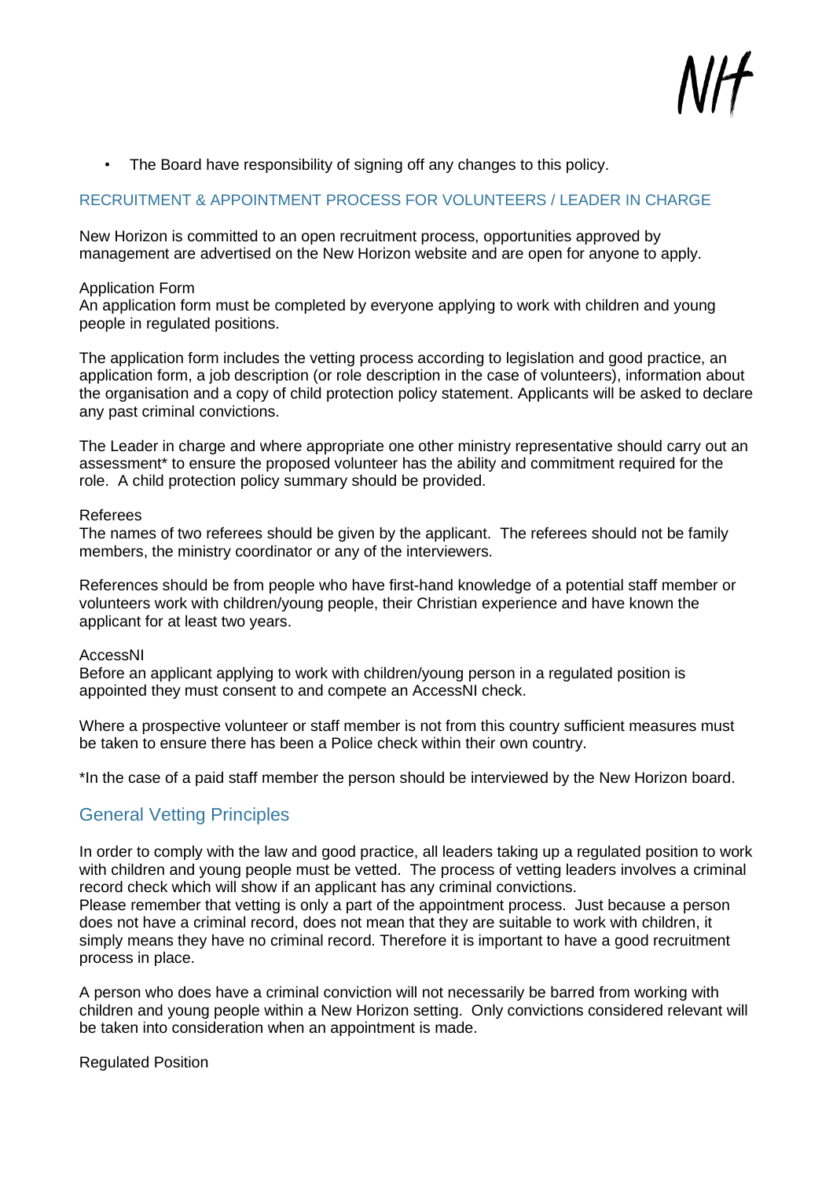- The Board have responsibility of signing off any changes to this policy.

## RECRUITMENT & APPOINTMENT PROCESS FOR VOLUNTEERS / LEADER IN CHARGE

New Horizon is committed to an open recruitment process, opportunities approved by management are advertised on the New Horizon website and are open for anyone to apply.

Application Form
An application form must be completed by everyone applying to work with children and young people in regulated positions.

The application form includes the vetting process according to legislation and good practice, an application form, a job description (or role description in the case of volunteers), information about the organisation and a copy of child protection policy statement. Applicants will be asked to declare any past criminal convictions.

The Leader in charge and where appropriate one other ministry representative should carry out an assessment* to ensure the proposed volunteer has the ability and commitment required for the role. A child protection policy summary should be provided.

Referees
The names of two referees should be given by the applicant. The referees should not be family members, the ministry coordinator or any of the interviewers.

References should be from people who have first-hand knowledge of a potential staff member or volunteers work with children/young people, their Christian experience and have known the applicant for at least two years.

AccessNI
Before an applicant applying to work with children/young person in a regulated position is appointed they must consent to and compete an AccessNI check.

Where a prospective volunteer or staff member is not from this country sufficient measures must be taken to ensure there has been a Police check within their own country.

*In the case of a paid staff member the person should be interviewed by the New Horizon board.

## General Vetting Principles

In order to comply with the law and good practice, all leaders taking up a regulated position to work with children and young people must be vetted. The process of vetting leaders involves a criminal record check which will show if an applicant has any criminal convictions.
Please remember that vetting is only a part of the appointment process. Just because a person does not have a criminal record, does not mean that they are suitable to work with children, it simply means they have no criminal record. Therefore it is important to have a good recruitment process in place.

A person who does have a criminal conviction will not necessarily be barred from working with children and young people within a New Horizon setting. Only convictions considered relevant will be taken into consideration when an appointment is made.

Regulated Position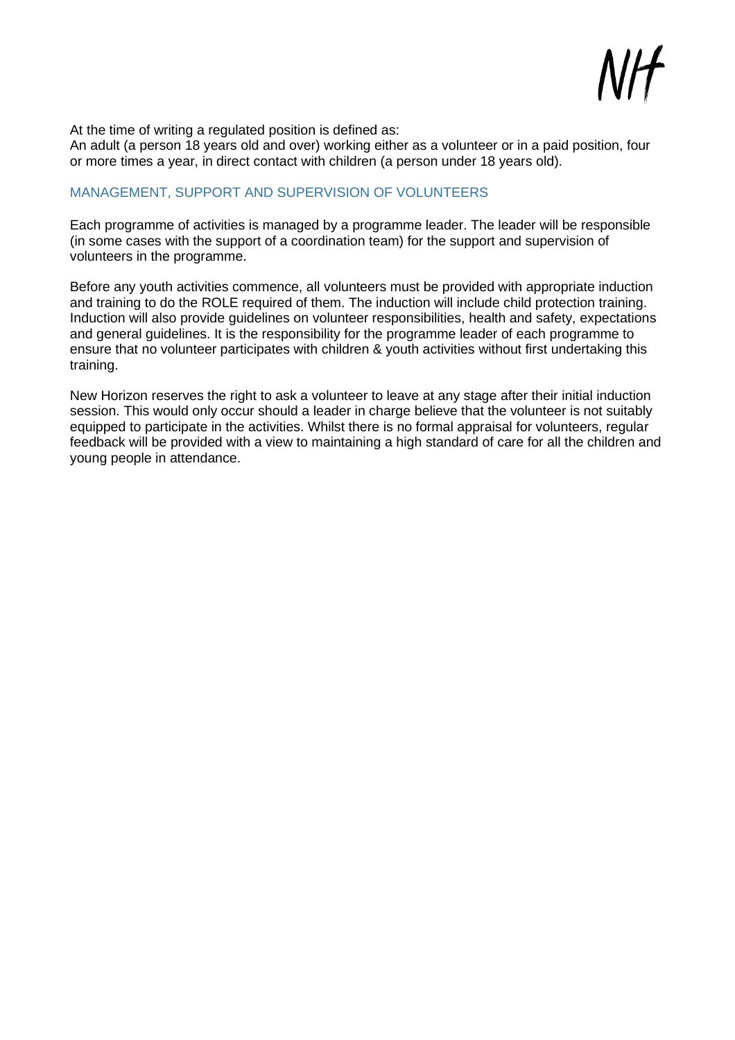At the time of writing a regulated position is defined as:
An adult (a person 18 years old and over) working either as a volunteer or in a paid position, four or more times a year, in direct contact with children (a person under 18 years old).

## MANAGEMENT, SUPPORT AND SUPERVISION OF VOLUNTEERS

Each programme of activities is managed by a programme leader. The leader will be responsible (in some cases with the support of a coordination team) for the support and supervision of volunteers in the programme.

Before any youth activities commence, all volunteers must be provided with appropriate induction and training to do the ROLE required of them. The induction will include child protection training. Induction will also provide guidelines on volunteer responsibilities, health and safety, expectations and general guidelines. It is the responsibility for the programme leader of each programme to ensure that no volunteer participates with children & youth activities without first undertaking this training.

New Horizon reserves the right to ask a volunteer to leave at any stage after their initial induction session. This would only occur should a leader in charge believe that the volunteer is not suitably equipped to participate in the activities. Whilst there is no formal appraisal for volunteers, regular feedback will be provided with a view to maintaining a high standard of care for all the children and young people in attendance.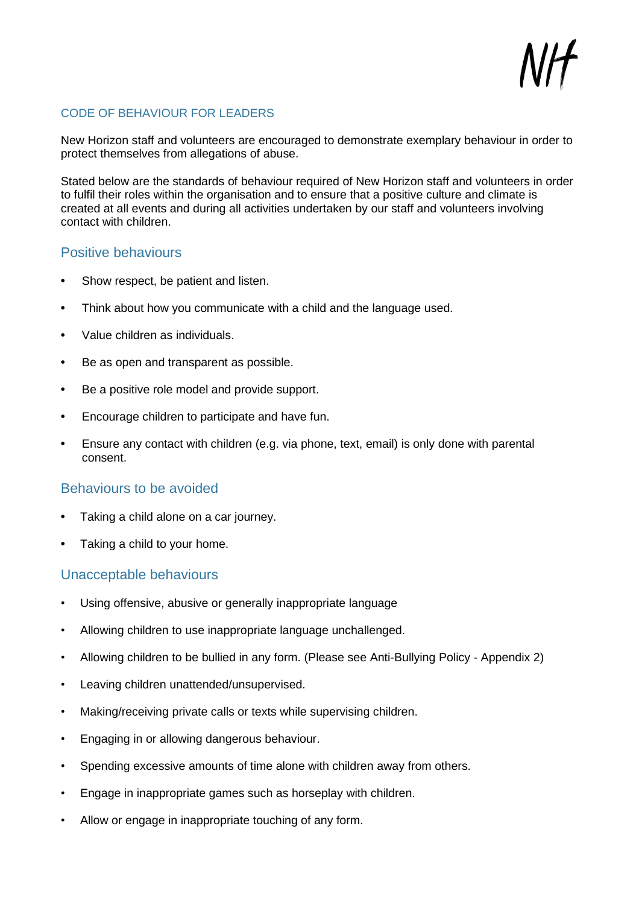## CODE OF BEHAVIOUR FOR LEADERS

New Horizon staff and volunteers are encouraged to demonstrate exemplary behaviour in order to protect themselves from allegations of abuse.

Stated below are the standards of behaviour required of New Horizon staff and volunteers in order to fulfil their roles within the organisation and to ensure that a positive culture and climate is created at all events and during all activities undertaken by our staff and volunteers involving contact with children.

### Positive behaviours

- Show respect, be patient and listen.
- Think about how you communicate with a child and the language used.
- Value children as individuals.
- Be as open and transparent as possible.
- Be a positive role model and provide support.
- Encourage children to participate and have fun.
- Ensure any contact with children (e.g. via phone, text, email) is only done with parental consent.

### Behaviours to be avoided

- Taking a child alone on a car journey.
- Taking a child to your home.

### Unacceptable behaviours

- Using offensive, abusive or generally inappropriate language
- Allowing children to use inappropriate language unchallenged.
- Allowing children to be bullied in any form. (Please see Anti-Bullying Policy - Appendix 2)
- Leaving children unattended/unsupervised.
- Making/receiving private calls or texts while supervising children.
- Engaging in or allowing dangerous behaviour.
- Spending excessive amounts of time alone with children away from others.
- Engage in inappropriate games such as horseplay with children.
- Allow or engage in inappropriate touching of any form.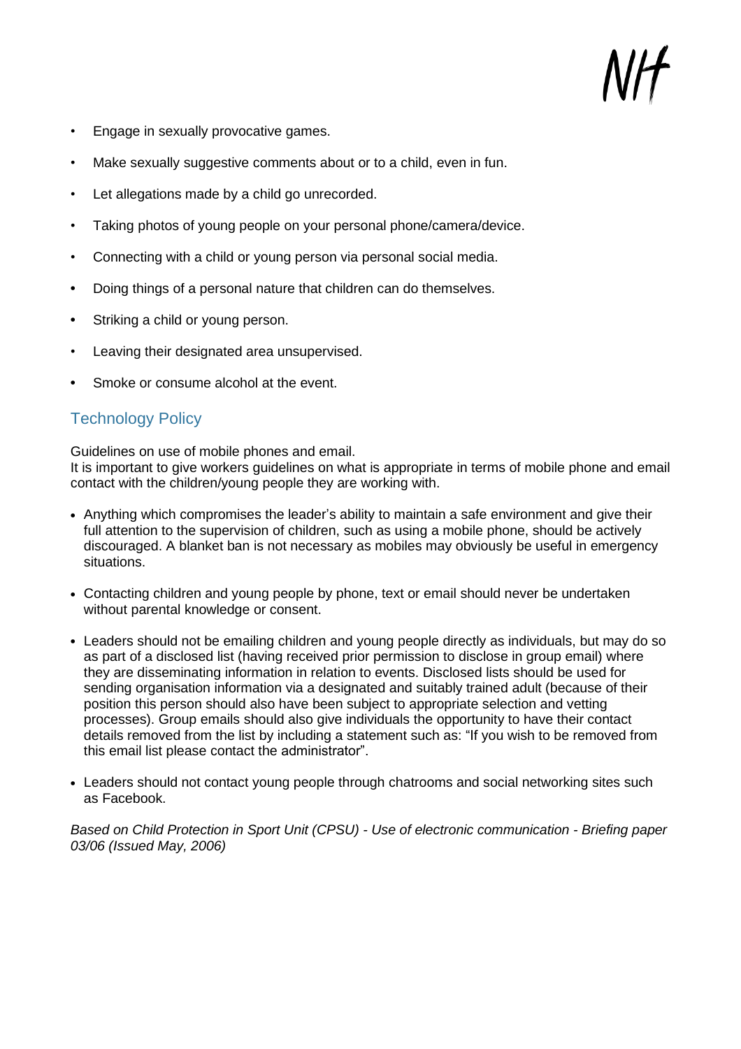- Engage in sexually provocative games.
- Make sexually suggestive comments about or to a child, even in fun.
- Let allegations made by a child go unrecorded.
- Taking photos of young people on your personal phone/camera/device.
- Connecting with a child or young person via personal social media.
- Doing things of a personal nature that children can do themselves.
- Striking a child or young person.
- Leaving their designated area unsupervised.
- Smoke or consume alcohol at the event.

## Technology Policy

Guidelines on use of mobile phones and email.
It is important to give workers guidelines on what is appropriate in terms of mobile phone and email contact with the children/young people they are working with.

- Anything which compromises the leader's ability to maintain a safe environment and give their full attention to the supervision of children, such as using a mobile phone, should be actively discouraged. A blanket ban is not necessary as mobiles may obviously be useful in emergency situations.
- Contacting children and young people by phone, text or email should never be undertaken without parental knowledge or consent.
- Leaders should not be emailing children and young people directly as individuals, but may do so as part of a disclosed list (having received prior permission to disclose in group email) where they are disseminating information in relation to events. Disclosed lists should be used for sending organisation information via a designated and suitably trained adult (because of their position this person should also have been subject to appropriate selection and vetting processes). Group emails should also give individuals the opportunity to have their contact details removed from the list by including a statement such as: "If you wish to be removed from this email list please contact the administrator".
- Leaders should not contact young people through chatrooms and social networking sites such as Facebook.

*Based on Child Protection in Sport Unit (CPSU) - Use of electronic communication - Briefing paper 03/06 (Issued May, 2006)*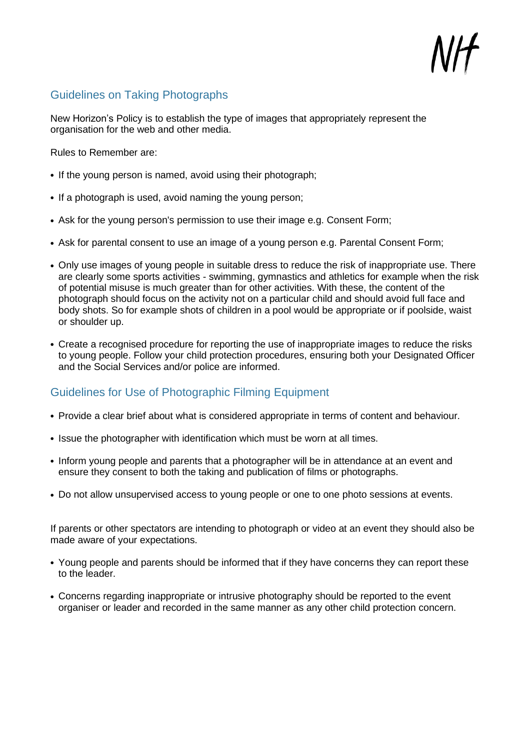## Guidelines on Taking Photographs

New Horizon's Policy is to establish the type of images that appropriately represent the organisation for the web and other media.

Rules to Remember are:

- If the young person is named, avoid using their photograph;
- If a photograph is used, avoid naming the young person;
- Ask for the young person's permission to use their image e.g. Consent Form;
- Ask for parental consent to use an image of a young person e.g. Parental Consent Form;
- Only use images of young people in suitable dress to reduce the risk of inappropriate use. There are clearly some sports activities - swimming, gymnastics and athletics for example when the risk of potential misuse is much greater than for other activities. With these, the content of the photograph should focus on the activity not on a particular child and should avoid full face and body shots. So for example shots of children in a pool would be appropriate or if poolside, waist or shoulder up.
- Create a recognised procedure for reporting the use of inappropriate images to reduce the risks to young people. Follow your child protection procedures, ensuring both your Designated Officer and the Social Services and/or police are informed.

## Guidelines for Use of Photographic Filming Equipment

- Provide a clear brief about what is considered appropriate in terms of content and behaviour.
- Issue the photographer with identification which must be worn at all times.
- Inform young people and parents that a photographer will be in attendance at an event and ensure they consent to both the taking and publication of films or photographs.
- Do not allow unsupervised access to young people or one to one photo sessions at events.

If parents or other spectators are intending to photograph or video at an event they should also be made aware of your expectations.

- Young people and parents should be informed that if they have concerns they can report these to the leader.
- Concerns regarding inappropriate or intrusive photography should be reported to the event organiser or leader and recorded in the same manner as any other child protection concern.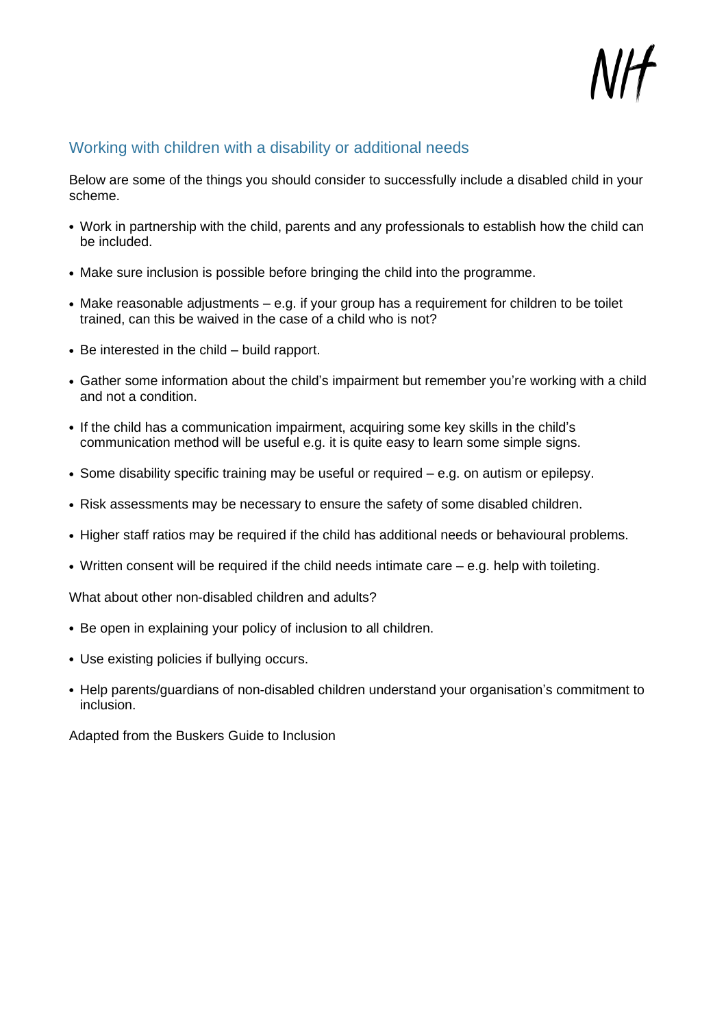## Working with children with a disability or additional needs

Below are some of the things you should consider to successfully include a disabled child in your scheme.

- Work in partnership with the child, parents and any professionals to establish how the child can be included.
- Make sure inclusion is possible before bringing the child into the programme.
- Make reasonable adjustments – e.g. if your group has a requirement for children to be toilet trained, can this be waived in the case of a child who is not?
- Be interested in the child – build rapport.
- Gather some information about the child's impairment but remember you're working with a child and not a condition.
- If the child has a communication impairment, acquiring some key skills in the child's communication method will be useful e.g. it is quite easy to learn some simple signs.
- Some disability specific training may be useful or required – e.g. on autism or epilepsy.
- Risk assessments may be necessary to ensure the safety of some disabled children.
- Higher staff ratios may be required if the child has additional needs or behavioural problems.
- Written consent will be required if the child needs intimate care – e.g. help with toileting.

What about other non-disabled children and adults?

- Be open in explaining your policy of inclusion to all children.
- Use existing policies if bullying occurs.
- Help parents/guardians of non-disabled children understand your organisation's commitment to inclusion.

Adapted from the Buskers Guide to Inclusion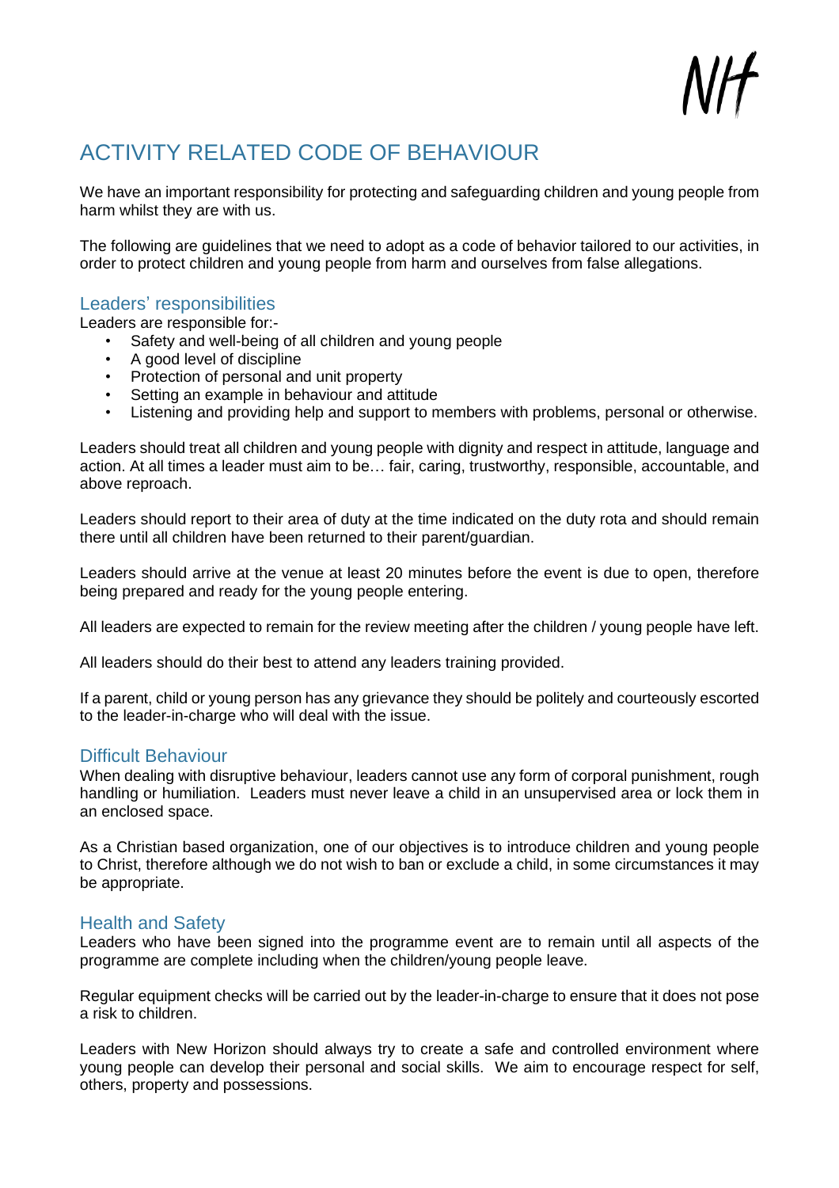# ACTIVITY RELATED CODE OF BEHAVIOUR

We have an important responsibility for protecting and safeguarding children and young people from harm whilst they are with us.

The following are guidelines that we need to adopt as a code of behavior tailored to our activities, in order to protect children and young people from harm and ourselves from false allegations.

## Leaders' responsibilities

Leaders are responsible for:-

- Safety and well-being of all children and young people
- A good level of discipline
- Protection of personal and unit property
- Setting an example in behaviour and attitude
- Listening and providing help and support to members with problems, personal or otherwise.

Leaders should treat all children and young people with dignity and respect in attitude, language and action. At all times a leader must aim to be… fair, caring, trustworthy, responsible, accountable, and above reproach.

Leaders should report to their area of duty at the time indicated on the duty rota and should remain there until all children have been returned to their parent/guardian.

Leaders should arrive at the venue at least 20 minutes before the event is due to open, therefore being prepared and ready for the young people entering.

All leaders are expected to remain for the review meeting after the children / young people have left.

All leaders should do their best to attend any leaders training provided.

If a parent, child or young person has any grievance they should be politely and courteously escorted to the leader-in-charge who will deal with the issue.

## Difficult Behaviour

When dealing with disruptive behaviour, leaders cannot use any form of corporal punishment, rough handling or humiliation. Leaders must never leave a child in an unsupervised area or lock them in an enclosed space.

As a Christian based organization, one of our objectives is to introduce children and young people to Christ, therefore although we do not wish to ban or exclude a child, in some circumstances it may be appropriate.

## Health and Safety

Leaders who have been signed into the programme event are to remain until all aspects of the programme are complete including when the children/young people leave.

Regular equipment checks will be carried out by the leader-in-charge to ensure that it does not pose a risk to children.

Leaders with New Horizon should always try to create a safe and controlled environment where young people can develop their personal and social skills. We aim to encourage respect for self, others, property and possessions.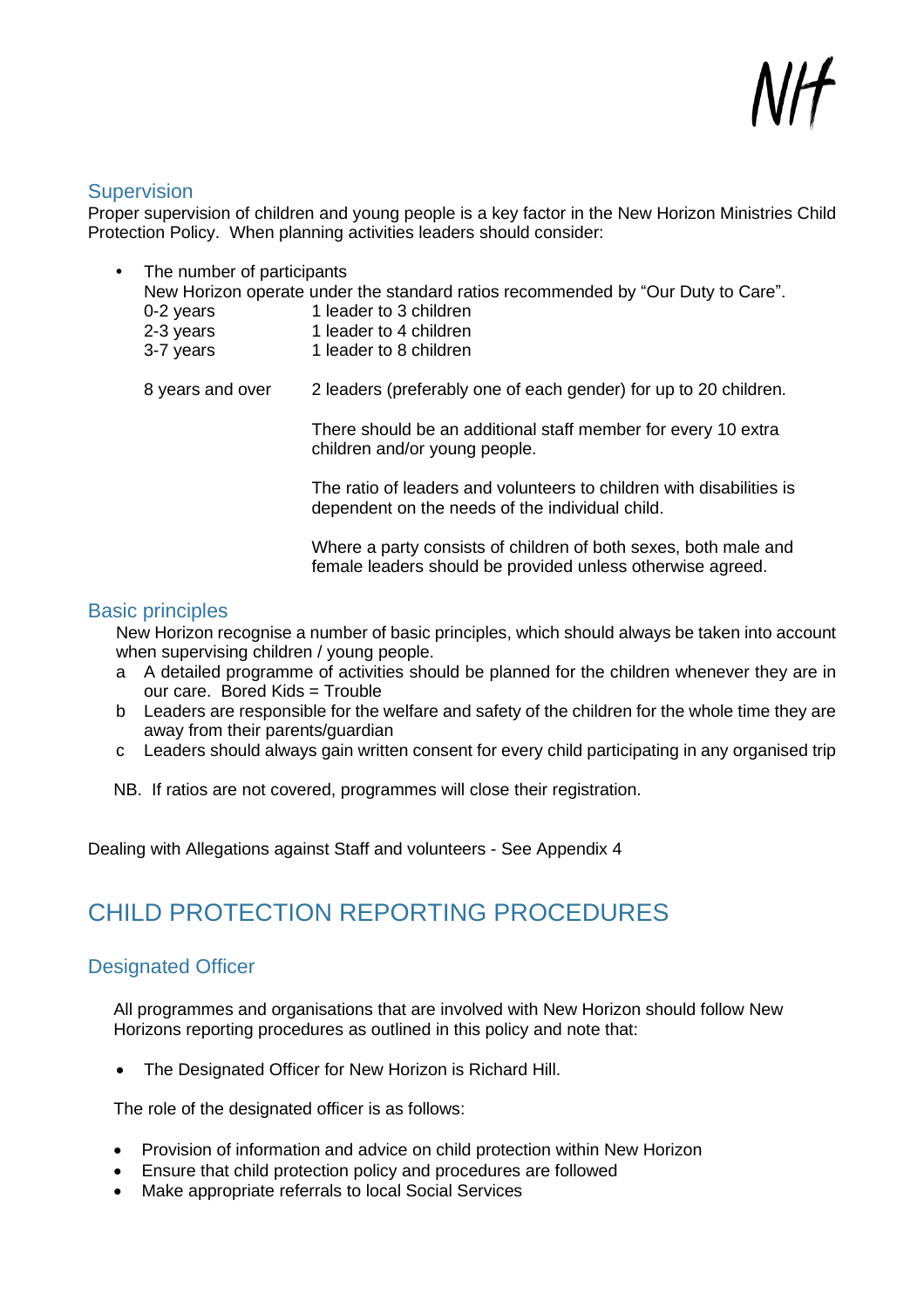## Supervision

Proper supervision of children and young people is a key factor in the New Horizon Ministries Child Protection Policy. When planning activities leaders should consider:

- The number of participants

  New Horizon operate under the standard ratios recommended by "Our Duty to Care".

| | |
|---|---|
| 0-2 years | 1 leader to 3 children |
| 2-3 years | 1 leader to 4 children |
| 3-7 years | 1 leader to 8 children |
| 8 years and over | 2 leaders (preferably one of each gender) for up to 20 children. |

  There should be an additional staff member for every 10 extra children and/or young people.

  The ratio of leaders and volunteers to children with disabilities is dependent on the needs of the individual child.

  Where a party consists of children of both sexes, both male and female leaders should be provided unless otherwise agreed.

## Basic principles

New Horizon recognise a number of basic principles, which should always be taken into account when supervising children / young people.

a. A detailed programme of activities should be planned for the children whenever they are in our care. Bored Kids = Trouble

b. Leaders are responsible for the welfare and safety of the children for the whole time they are away from their parents/guardian

c. Leaders should always gain written consent for every child participating in any organised trip

NB. If ratios are not covered, programmes will close their registration.

Dealing with Allegations against Staff and volunteers - See Appendix 4

# CHILD PROTECTION REPORTING PROCEDURES

## Designated Officer

All programmes and organisations that are involved with New Horizon should follow New Horizons reporting procedures as outlined in this policy and note that:

- The Designated Officer for New Horizon is Richard Hill.

The role of the designated officer is as follows:

- Provision of information and advice on child protection within New Horizon
- Ensure that child protection policy and procedures are followed
- Make appropriate referrals to local Social Services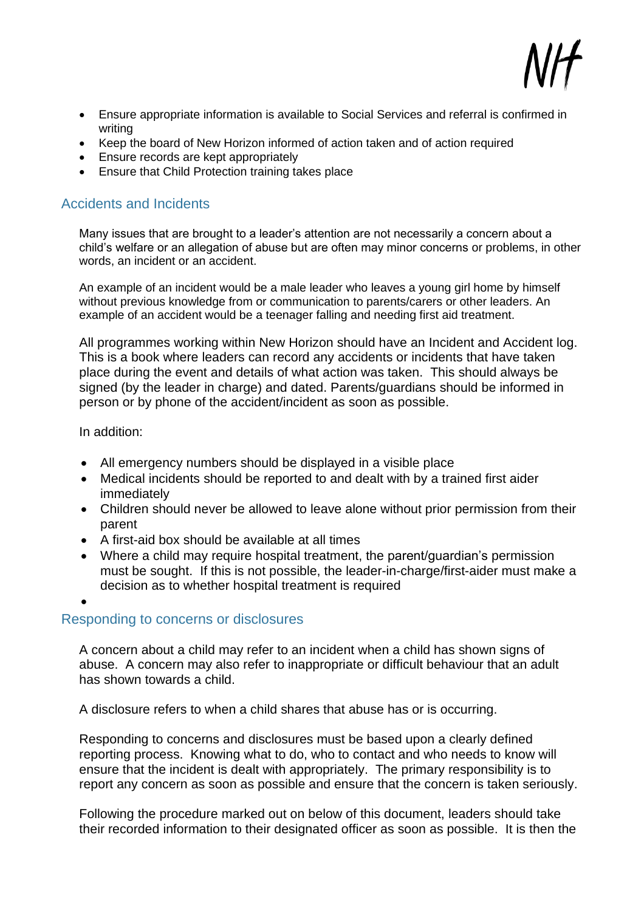- Ensure appropriate information is available to Social Services and referral is confirmed in writing
- Keep the board of New Horizon informed of action taken and of action required
- Ensure records are kept appropriately
- Ensure that Child Protection training takes place

## Accidents and Incidents

Many issues that are brought to a leader's attention are not necessarily a concern about a child's welfare or an allegation of abuse but are often may minor concerns or problems, in other words, an incident or an accident.

An example of an incident would be a male leader who leaves a young girl home by himself without previous knowledge from or communication to parents/carers or other leaders. An example of an accident would be a teenager falling and needing first aid treatment.

All programmes working within New Horizon should have an Incident and Accident log. This is a book where leaders can record any accidents or incidents that have taken place during the event and details of what action was taken. This should always be signed (by the leader in charge) and dated. Parents/guardians should be informed in person or by phone of the accident/incident as soon as possible.

In addition:

- All emergency numbers should be displayed in a visible place
- Medical incidents should be reported to and dealt with by a trained first aider immediately
- Children should never be allowed to leave alone without prior permission from their parent
- A first-aid box should be available at all times
- Where a child may require hospital treatment, the parent/guardian's permission must be sought. If this is not possible, the leader-in-charge/first-aider must make a decision as to whether hospital treatment is required

## Responding to concerns or disclosures

A concern about a child may refer to an incident when a child has shown signs of abuse. A concern may also refer to inappropriate or difficult behaviour that an adult has shown towards a child.

A disclosure refers to when a child shares that abuse has or is occurring.

Responding to concerns and disclosures must be based upon a clearly defined reporting process. Knowing what to do, who to contact and who needs to know will ensure that the incident is dealt with appropriately. The primary responsibility is to report any concern as soon as possible and ensure that the concern is taken seriously.

Following the procedure marked out on below of this document, leaders should take their recorded information to their designated officer as soon as possible. It is then the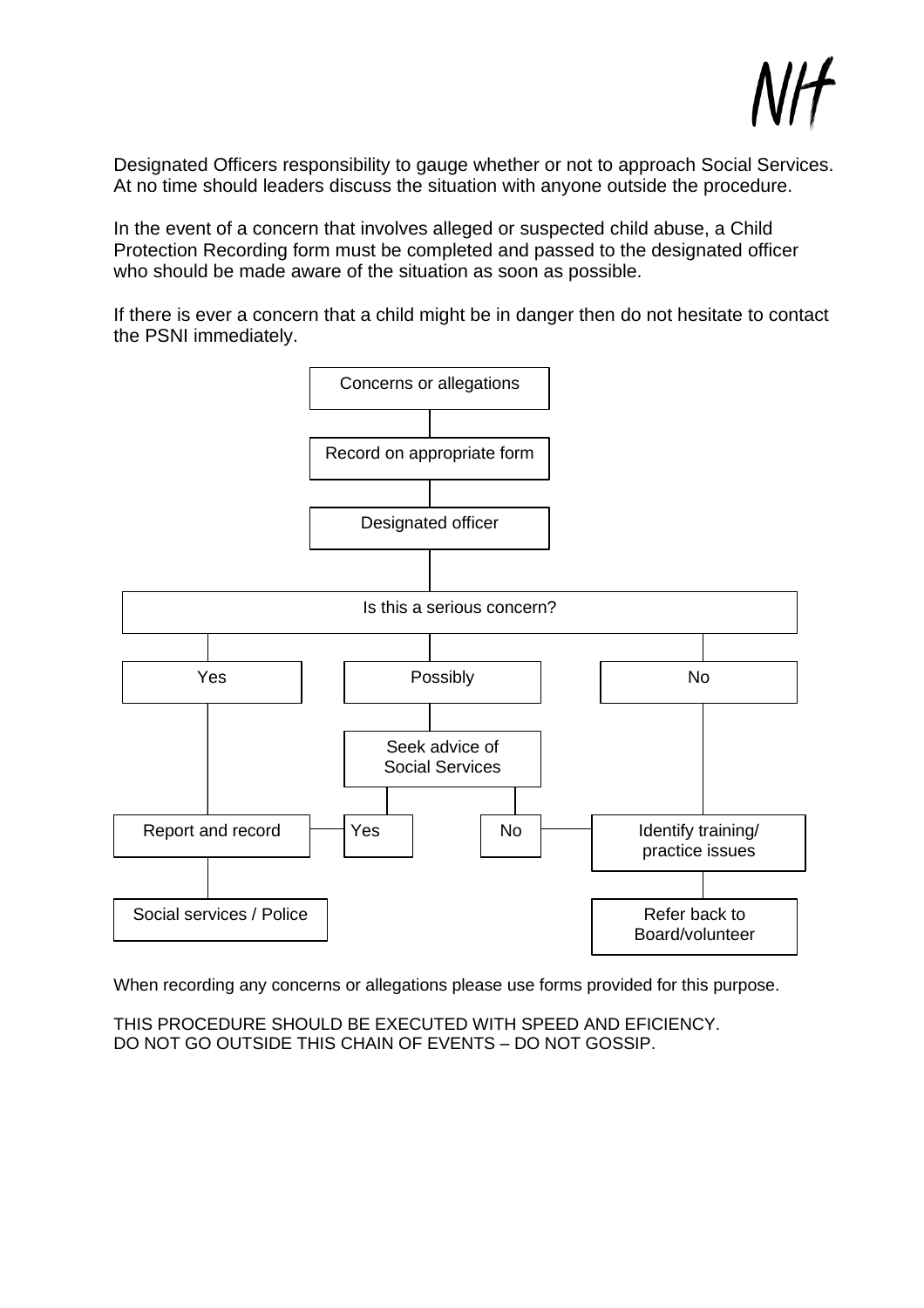Designated Officers responsibility to gauge whether or not to approach Social Services. At no time should leaders discuss the situation with anyone outside the procedure.

In the event of a concern that involves alleged or suspected child abuse, a Child Protection Recording form must be completed and passed to the designated officer who should be made aware of the situation as soon as possible.

If there is ever a concern that a child might be in danger then do not hesitate to contact the PSNI immediately.

Concerns or allegations

Record on appropriate form

Designated officer

Is this a serious concern?

Yes

Possibly

No

Seek advice of Social Services

Report and record

Yes

No

Identify training/ practice issues

Social services / Police

Refer back to Board/volunteer

When recording any concerns or allegations please use forms provided for this purpose.

THIS PROCEDURE SHOULD BE EXECUTED WITH SPEED AND EFICIENCY.
DO NOT GO OUTSIDE THIS CHAIN OF EVENTS – DO NOT GOSSIP.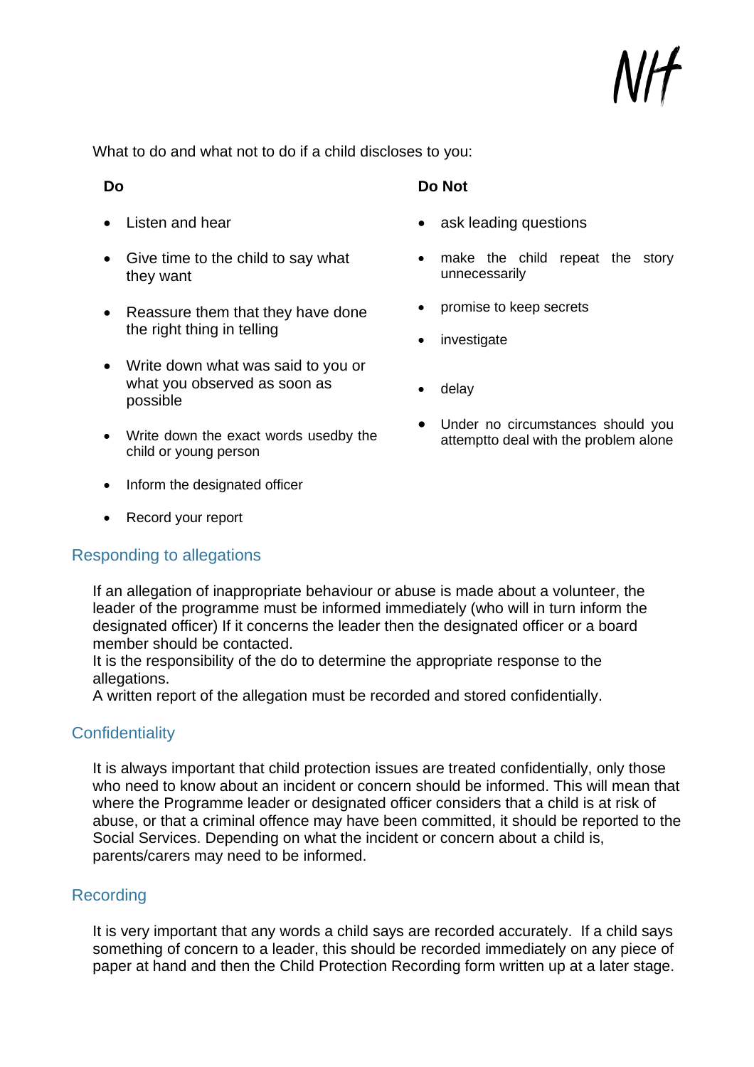What to do and what not to do if a child discloses to you:

**Do**

- Listen and hear
- Give time to the child to say what they want
- Reassure them that they have done the right thing in telling
- Write down what was said to you or what you observed as soon as possible
- Write down the exact words usedby the child or young person
- Inform the designated officer
- Record your report

**Do Not**

- ask leading questions
- make the child repeat the story unnecessarily
- promise to keep secrets
- investigate
- delay
- Under no circumstances should you attemptto deal with the problem alone

## Responding to allegations

If an allegation of inappropriate behaviour or abuse is made about a volunteer, the leader of the programme must be informed immediately (who will in turn inform the designated officer) If it concerns the leader then the designated officer or a board member should be contacted.
It is the responsibility of the do to determine the appropriate response to the allegations.
A written report of the allegation must be recorded and stored confidentially.

## Confidentiality

It is always important that child protection issues are treated confidentially, only those who need to know about an incident or concern should be informed. This will mean that where the Programme leader or designated officer considers that a child is at risk of abuse, or that a criminal offence may have been committed, it should be reported to the Social Services. Depending on what the incident or concern about a child is, parents/carers may need to be informed.

## Recording

It is very important that any words a child says are recorded accurately. If a child says something of concern to a leader, this should be recorded immediately on any piece of paper at hand and then the Child Protection Recording form written up at a later stage.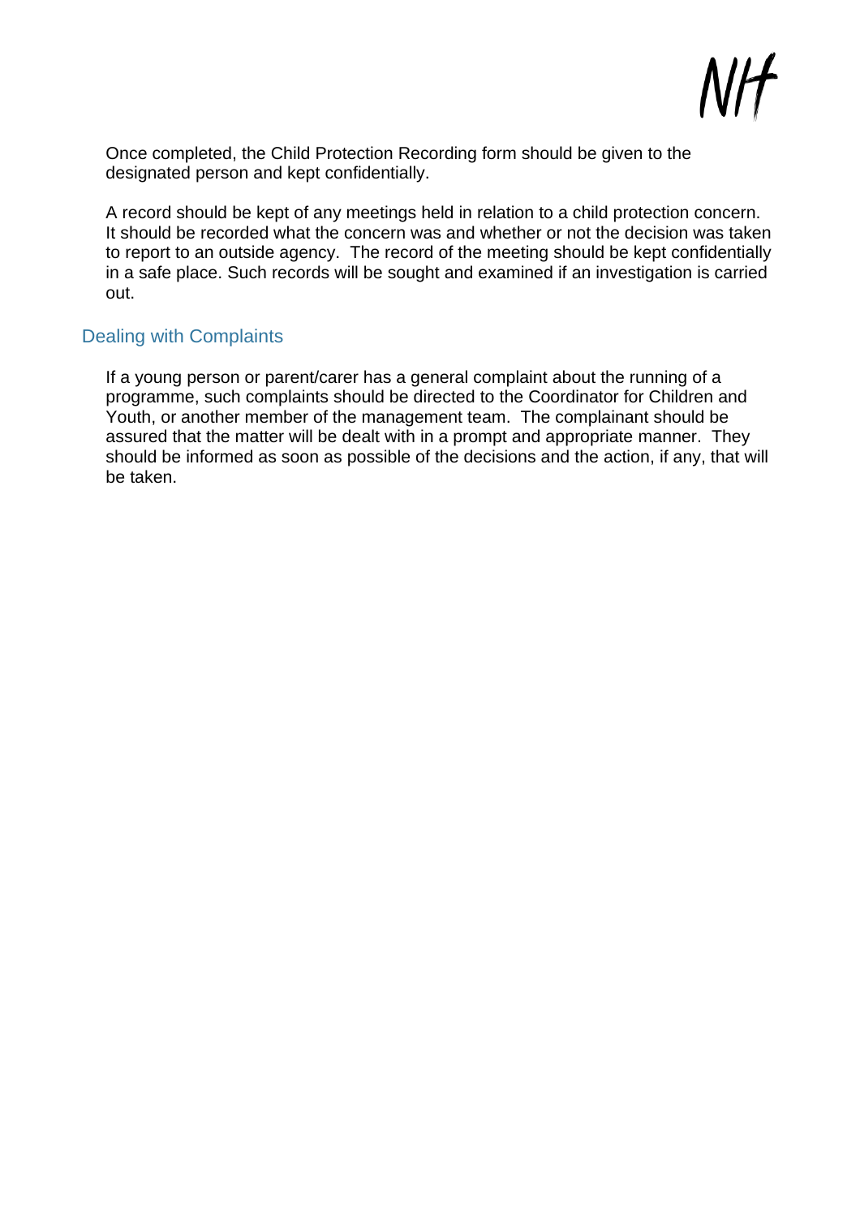Once completed, the Child Protection Recording form should be given to the designated person and kept confidentially.

A record should be kept of any meetings held in relation to a child protection concern. It should be recorded what the concern was and whether or not the decision was taken to report to an outside agency. The record of the meeting should be kept confidentially in a safe place. Such records will be sought and examined if an investigation is carried out.

## Dealing with Complaints

If a young person or parent/carer has a general complaint about the running of a programme, such complaints should be directed to the Coordinator for Children and Youth, or another member of the management team. The complainant should be assured that the matter will be dealt with in a prompt and appropriate manner. They should be informed as soon as possible of the decisions and the action, if any, that will be taken.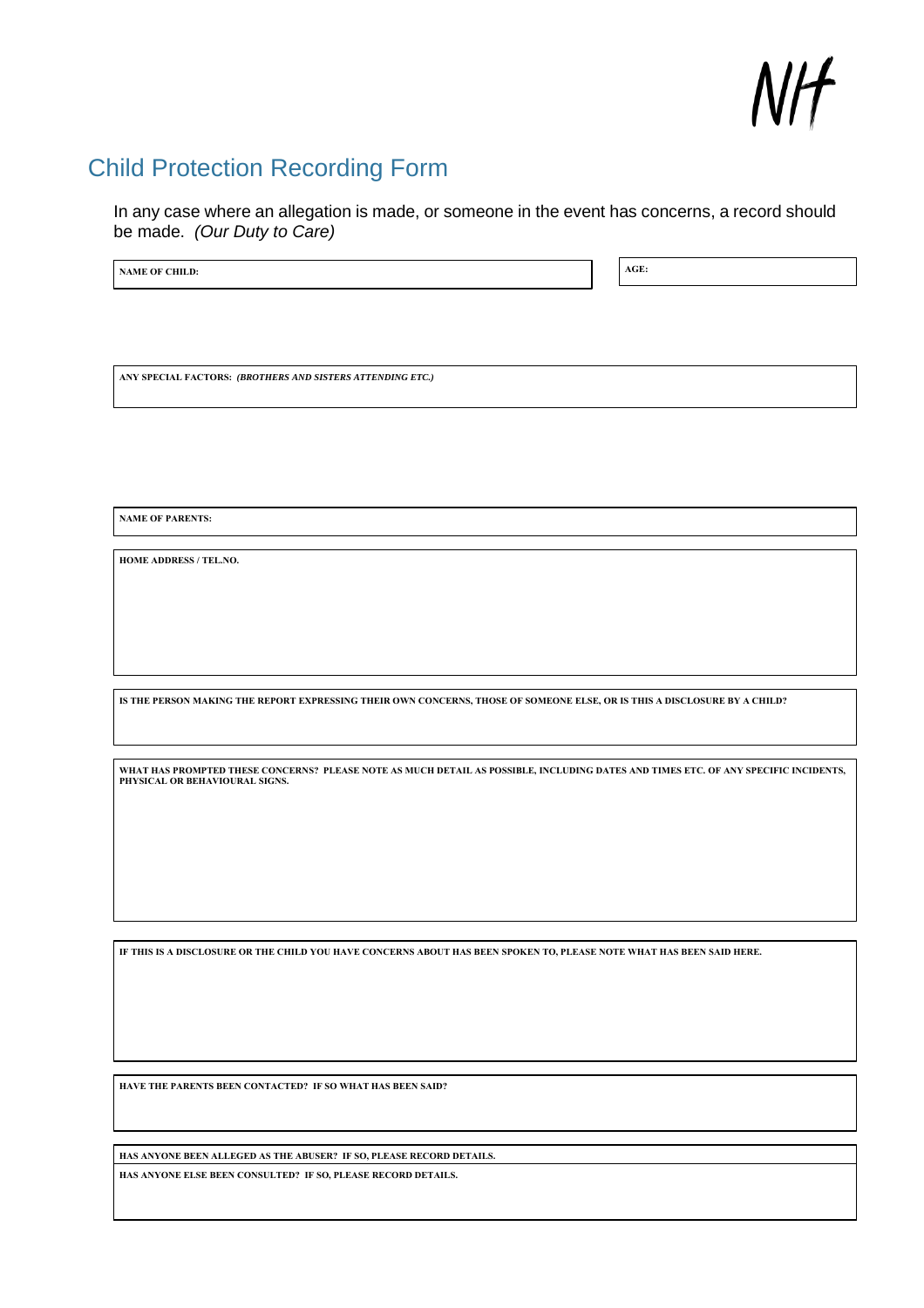NH

# Child Protection Recording Form

In any case where an allegation is made, or someone in the event has concerns, a record should be made. *(Our Duty to Care)*

**NAME OF CHILD:**

**AGE:**

**ANY SPECIAL FACTORS:** ***(BROTHERS AND SISTERS ATTENDING ETC.)***

**NAME OF PARENTS:**

**HOME ADDRESS / TEL.NO.**

**IS THE PERSON MAKING THE REPORT EXPRESSING THEIR OWN CONCERNS, THOSE OF SOMEONE ELSE, OR IS THIS A DISCLOSURE BY A CHILD?**

**WHAT HAS PROMPTED THESE CONCERNS? PLEASE NOTE AS MUCH DETAIL AS POSSIBLE, INCLUDING DATES AND TIMES ETC. OF ANY SPECIFIC INCIDENTS, PHYSICAL OR BEHAVIOURAL SIGNS.**

**IF THIS IS A DISCLOSURE OR THE CHILD YOU HAVE CONCERNS ABOUT HAS BEEN SPOKEN TO, PLEASE NOTE WHAT HAS BEEN SAID HERE.**

**HAVE THE PARENTS BEEN CONTACTED? IF SO WHAT HAS BEEN SAID?**

**HAS ANYONE BEEN ALLEGED AS THE ABUSER? IF SO, PLEASE RECORD DETAILS.**

**HAS ANYONE ELSE BEEN CONSULTED? IF SO, PLEASE RECORD DETAILS.**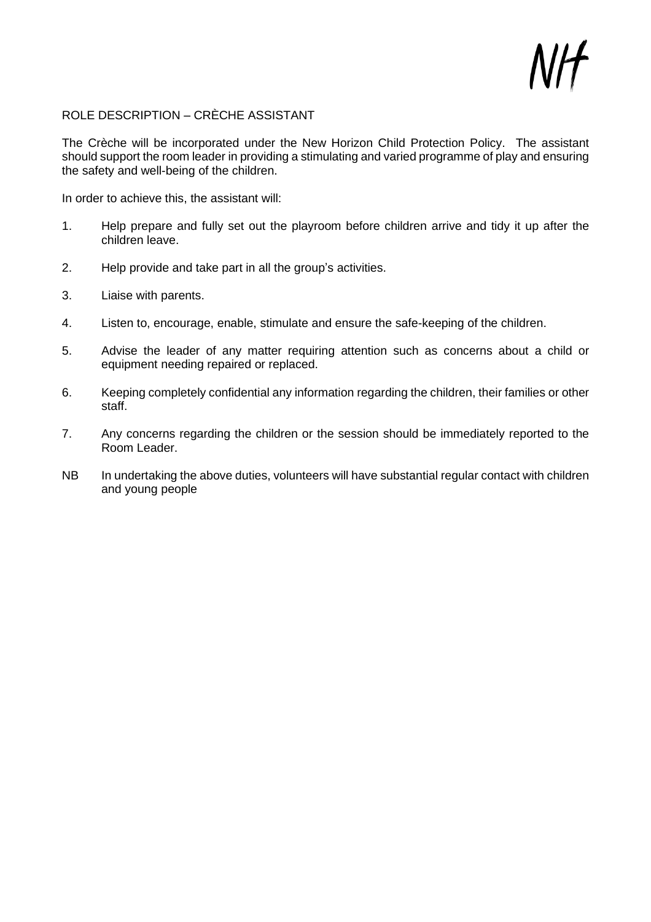NH

## ROLE DESCRIPTION – CRÈCHE ASSISTANT

The Crèche will be incorporated under the New Horizon Child Protection Policy. The assistant should support the room leader in providing a stimulating and varied programme of play and ensuring the safety and well-being of the children.

In order to achieve this, the assistant will:

1. Help prepare and fully set out the playroom before children arrive and tidy it up after the children leave.
2. Help provide and take part in all the group's activities.
3. Liaise with parents.
4. Listen to, encourage, enable, stimulate and ensure the safe-keeping of the children.
5. Advise the leader of any matter requiring attention such as concerns about a child or equipment needing repaired or replaced.
6. Keeping completely confidential any information regarding the children, their families or other staff.
7. Any concerns regarding the children or the session should be immediately reported to the Room Leader.

NB In undertaking the above duties, volunteers will have substantial regular contact with children and young people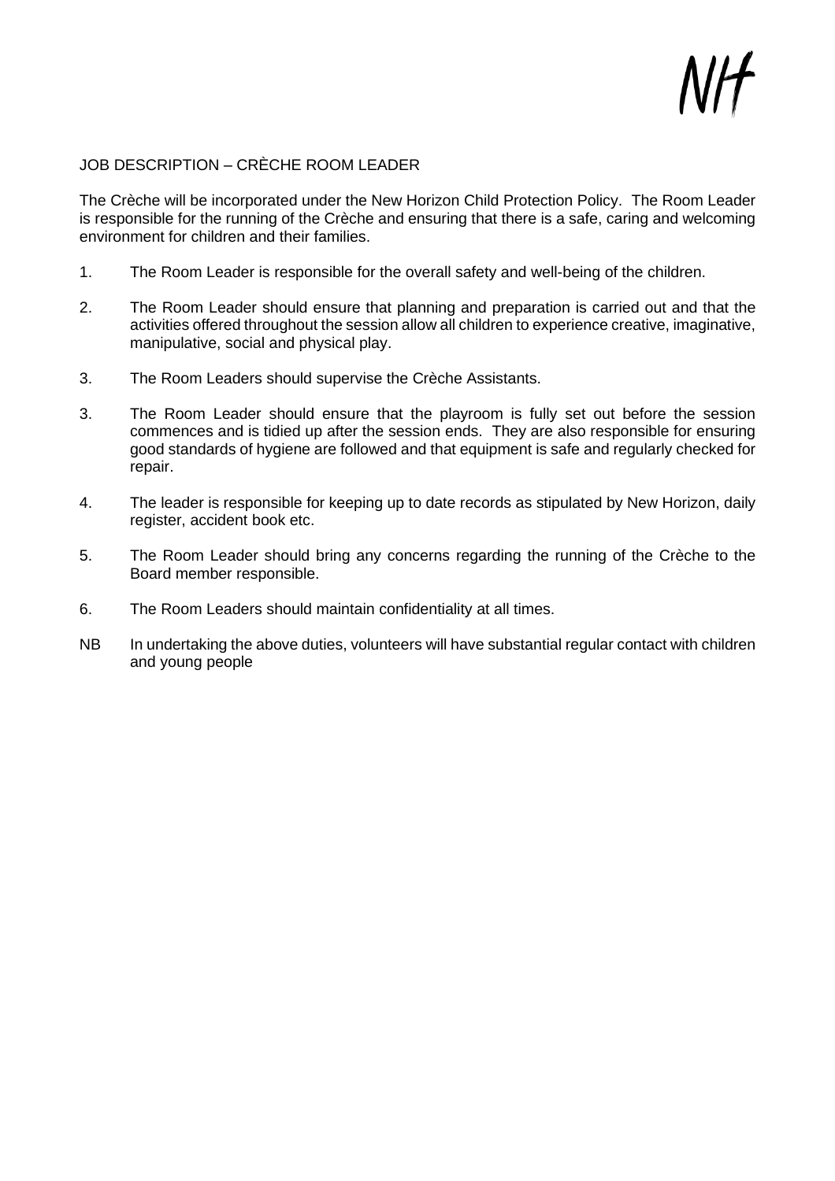# JOB DESCRIPTION – CRÈCHE ROOM LEADER

The Crèche will be incorporated under the New Horizon Child Protection Policy. The Room Leader is responsible for the running of the Crèche and ensuring that there is a safe, caring and welcoming environment for children and their families.

1. The Room Leader is responsible for the overall safety and well-being of the children.

2. The Room Leader should ensure that planning and preparation is carried out and that the activities offered throughout the session allow all children to experience creative, imaginative, manipulative, social and physical play.

3. The Room Leaders should supervise the Crèche Assistants.

3. The Room Leader should ensure that the playroom is fully set out before the session commences and is tidied up after the session ends. They are also responsible for ensuring good standards of hygiene are followed and that equipment is safe and regularly checked for repair.

4. The leader is responsible for keeping up to date records as stipulated by New Horizon, daily register, accident book etc.

5. The Room Leader should bring any concerns regarding the running of the Crèche to the Board member responsible.

6. The Room Leaders should maintain confidentiality at all times.

NB In undertaking the above duties, volunteers will have substantial regular contact with children and young people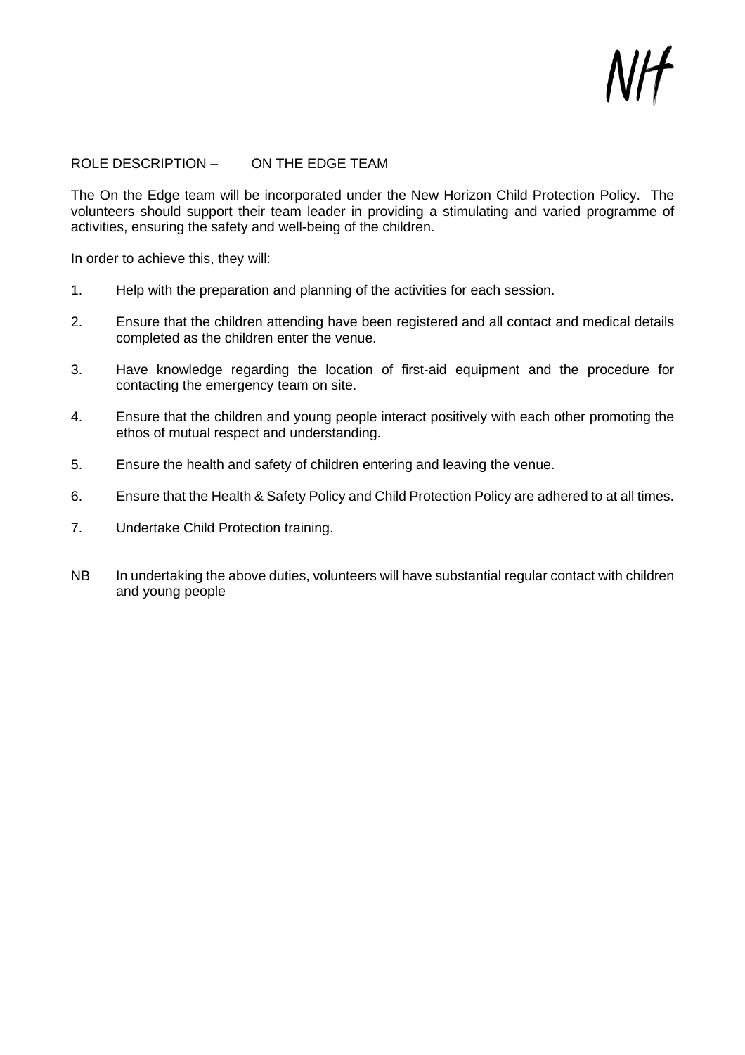NH

## ROLE DESCRIPTION – ON THE EDGE TEAM

The On the Edge team will be incorporated under the New Horizon Child Protection Policy. The volunteers should support their team leader in providing a stimulating and varied programme of activities, ensuring the safety and well-being of the children.

In order to achieve this, they will:

1. Help with the preparation and planning of the activities for each session.
2. Ensure that the children attending have been registered and all contact and medical details completed as the children enter the venue.
3. Have knowledge regarding the location of first-aid equipment and the procedure for contacting the emergency team on site.
4. Ensure that the children and young people interact positively with each other promoting the ethos of mutual respect and understanding.
5. Ensure the health and safety of children entering and leaving the venue.
6. Ensure that the Health & Safety Policy and Child Protection Policy are adhered to at all times.
7. Undertake Child Protection training.

NB In undertaking the above duties, volunteers will have substantial regular contact with children and young people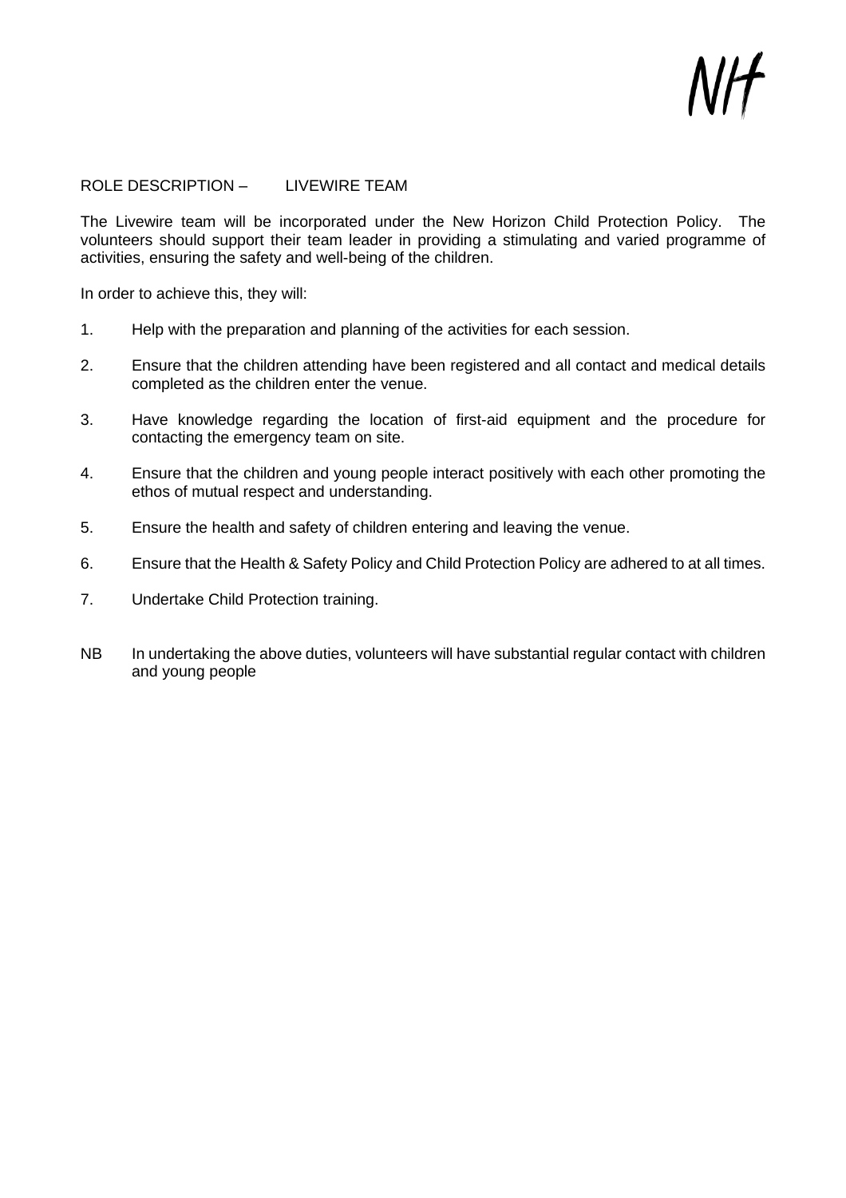NH

## ROLE DESCRIPTION – LIVEWIRE TEAM

The Livewire team will be incorporated under the New Horizon Child Protection Policy. The volunteers should support their team leader in providing a stimulating and varied programme of activities, ensuring the safety and well-being of the children.

In order to achieve this, they will:

1. Help with the preparation and planning of the activities for each session.
2. Ensure that the children attending have been registered and all contact and medical details completed as the children enter the venue.
3. Have knowledge regarding the location of first-aid equipment and the procedure for contacting the emergency team on site.
4. Ensure that the children and young people interact positively with each other promoting the ethos of mutual respect and understanding.
5. Ensure the health and safety of children entering and leaving the venue.
6. Ensure that the Health & Safety Policy and Child Protection Policy are adhered to at all times.
7. Undertake Child Protection training.

NB In undertaking the above duties, volunteers will have substantial regular contact with children and young people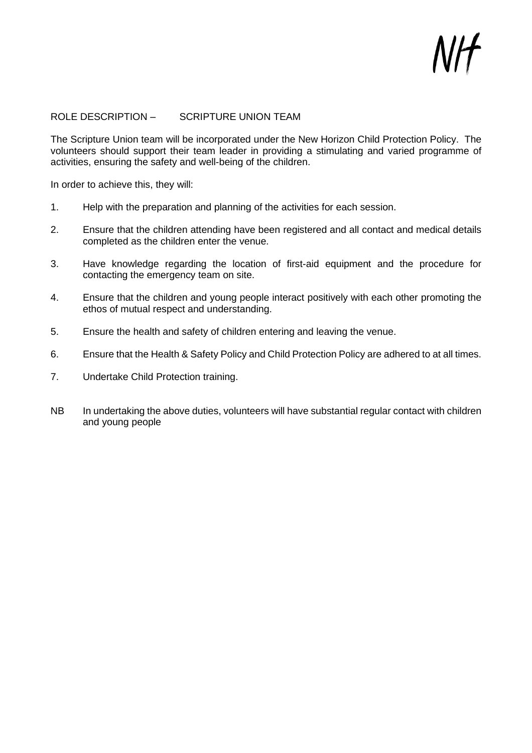ROLE DESCRIPTION – SCRIPTURE UNION TEAM

The Scripture Union team will be incorporated under the New Horizon Child Protection Policy. The volunteers should support their team leader in providing a stimulating and varied programme of activities, ensuring the safety and well-being of the children.

In order to achieve this, they will:

1. Help with the preparation and planning of the activities for each session.
2. Ensure that the children attending have been registered and all contact and medical details completed as the children enter the venue.
3. Have knowledge regarding the location of first-aid equipment and the procedure for contacting the emergency team on site.
4. Ensure that the children and young people interact positively with each other promoting the ethos of mutual respect and understanding.
5. Ensure the health and safety of children entering and leaving the venue.
6. Ensure that the Health & Safety Policy and Child Protection Policy are adhered to at all times.
7. Undertake Child Protection training.

NB In undertaking the above duties, volunteers will have substantial regular contact with children and young people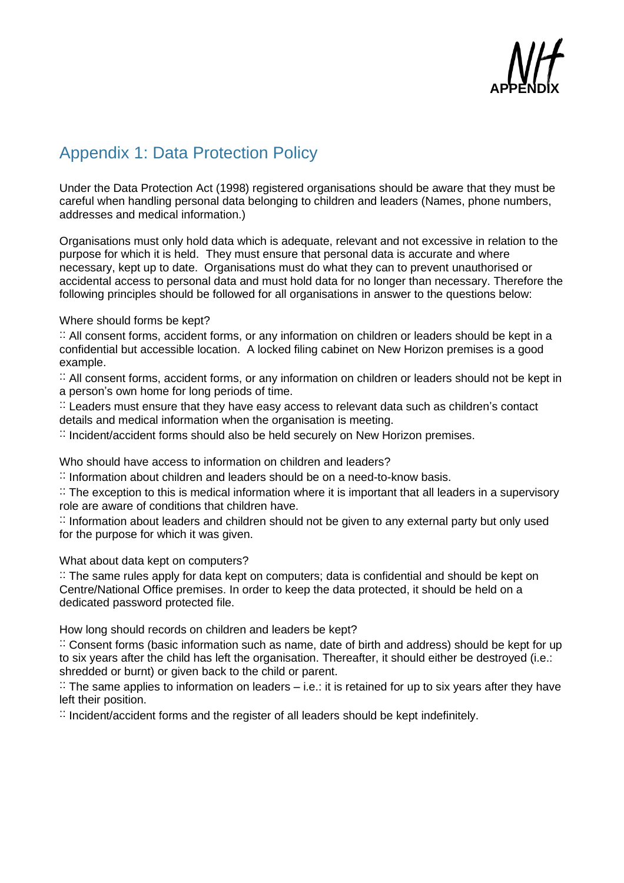APPENDIX

## Appendix 1: Data Protection Policy

Under the Data Protection Act (1998) registered organisations should be aware that they must be careful when handling personal data belonging to children and leaders (Names, phone numbers, addresses and medical information.)

Organisations must only hold data which is adequate, relevant and not excessive in relation to the purpose for which it is held. They must ensure that personal data is accurate and where necessary, kept up to date. Organisations must do what they can to prevent unauthorised or accidental access to personal data and must hold data for no longer than necessary. Therefore the following principles should be followed for all organisations in answer to the questions below:

Where should forms be kept?

∷ All consent forms, accident forms, or any information on children or leaders should be kept in a confidential but accessible location. A locked filing cabinet on New Horizon premises is a good example.

∷ All consent forms, accident forms, or any information on children or leaders should not be kept in a person's own home for long periods of time.

∷ Leaders must ensure that they have easy access to relevant data such as children's contact details and medical information when the organisation is meeting.

∷ Incident/accident forms should also be held securely on New Horizon premises.

Who should have access to information on children and leaders?

∷ Information about children and leaders should be on a need-to-know basis.

∷ The exception to this is medical information where it is important that all leaders in a supervisory role are aware of conditions that children have.

∷ Information about leaders and children should not be given to any external party but only used for the purpose for which it was given.

What about data kept on computers?

∷ The same rules apply for data kept on computers; data is confidential and should be kept on Centre/National Office premises. In order to keep the data protected, it should be held on a dedicated password protected file.

How long should records on children and leaders be kept?

∷ Consent forms (basic information such as name, date of birth and address) should be kept for up to six years after the child has left the organisation. Thereafter, it should either be destroyed (i.e.: shredded or burnt) or given back to the child or parent.

∷ The same applies to information on leaders – i.e.: it is retained for up to six years after they have left their position.

∷ Incident/accident forms and the register of all leaders should be kept indefinitely.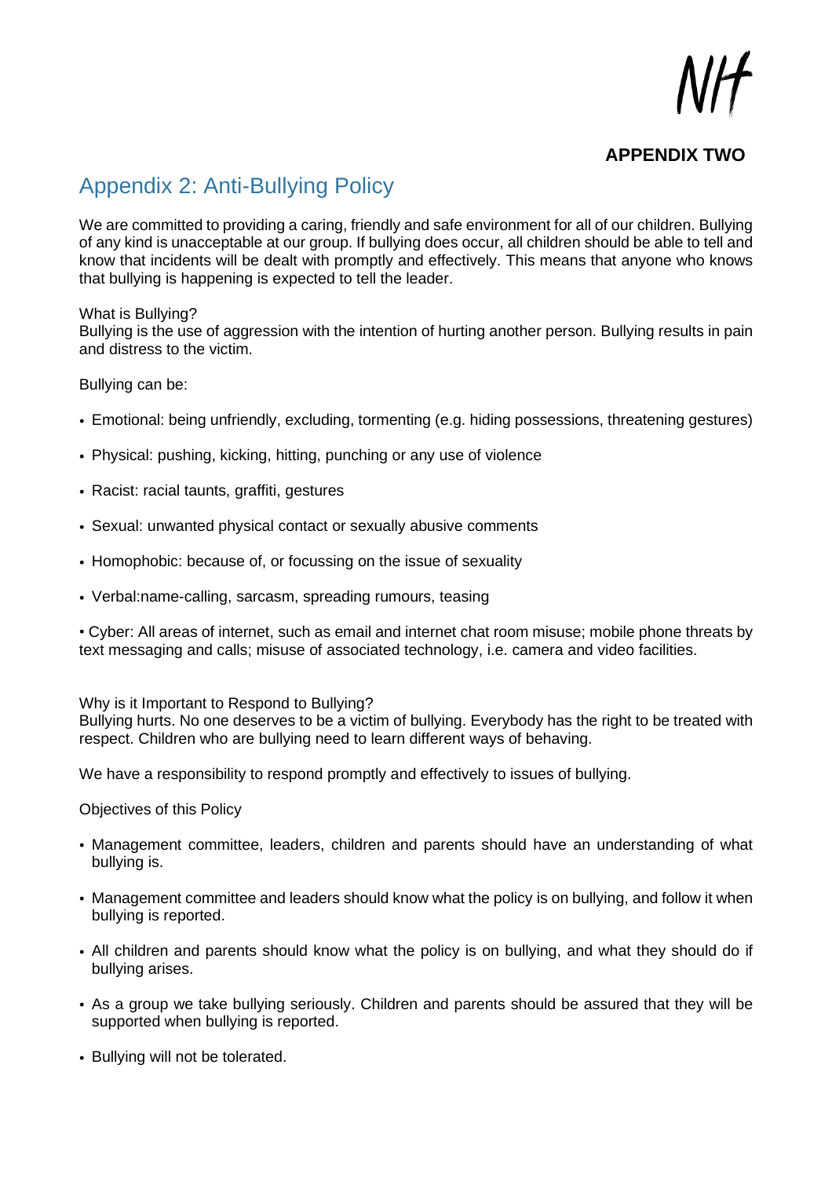**APPENDIX TWO**

# Appendix 2: Anti-Bullying Policy

We are committed to providing a caring, friendly and safe environment for all of our children. Bullying of any kind is unacceptable at our group. If bullying does occur, all children should be able to tell and know that incidents will be dealt with promptly and effectively. This means that anyone who knows that bullying is happening is expected to tell the leader.

What is Bullying?
Bullying is the use of aggression with the intention of hurting another person. Bullying results in pain and distress to the victim.

Bullying can be:

- Emotional: being unfriendly, excluding, tormenting (e.g. hiding possessions, threatening gestures)
- Physical: pushing, kicking, hitting, punching or any use of violence
- Racist: racial taunts, graffiti, gestures
- Sexual: unwanted physical contact or sexually abusive comments
- Homophobic: because of, or focussing on the issue of sexuality
- Verbal:name-calling, sarcasm, spreading rumours, teasing
- Cyber: All areas of internet, such as email and internet chat room misuse; mobile phone threats by text messaging and calls; misuse of associated technology, i.e. camera and video facilities.

Why is it Important to Respond to Bullying?
Bullying hurts. No one deserves to be a victim of bullying. Everybody has the right to be treated with respect. Children who are bullying need to learn different ways of behaving.

We have a responsibility to respond promptly and effectively to issues of bullying.

Objectives of this Policy

- Management committee, leaders, children and parents should have an understanding of what bullying is.
- Management committee and leaders should know what the policy is on bullying, and follow it when bullying is reported.
- All children and parents should know what the policy is on bullying, and what they should do if bullying arises.
- As a group we take bullying seriously. Children and parents should be assured that they will be supported when bullying is reported.
- Bullying will not be tolerated.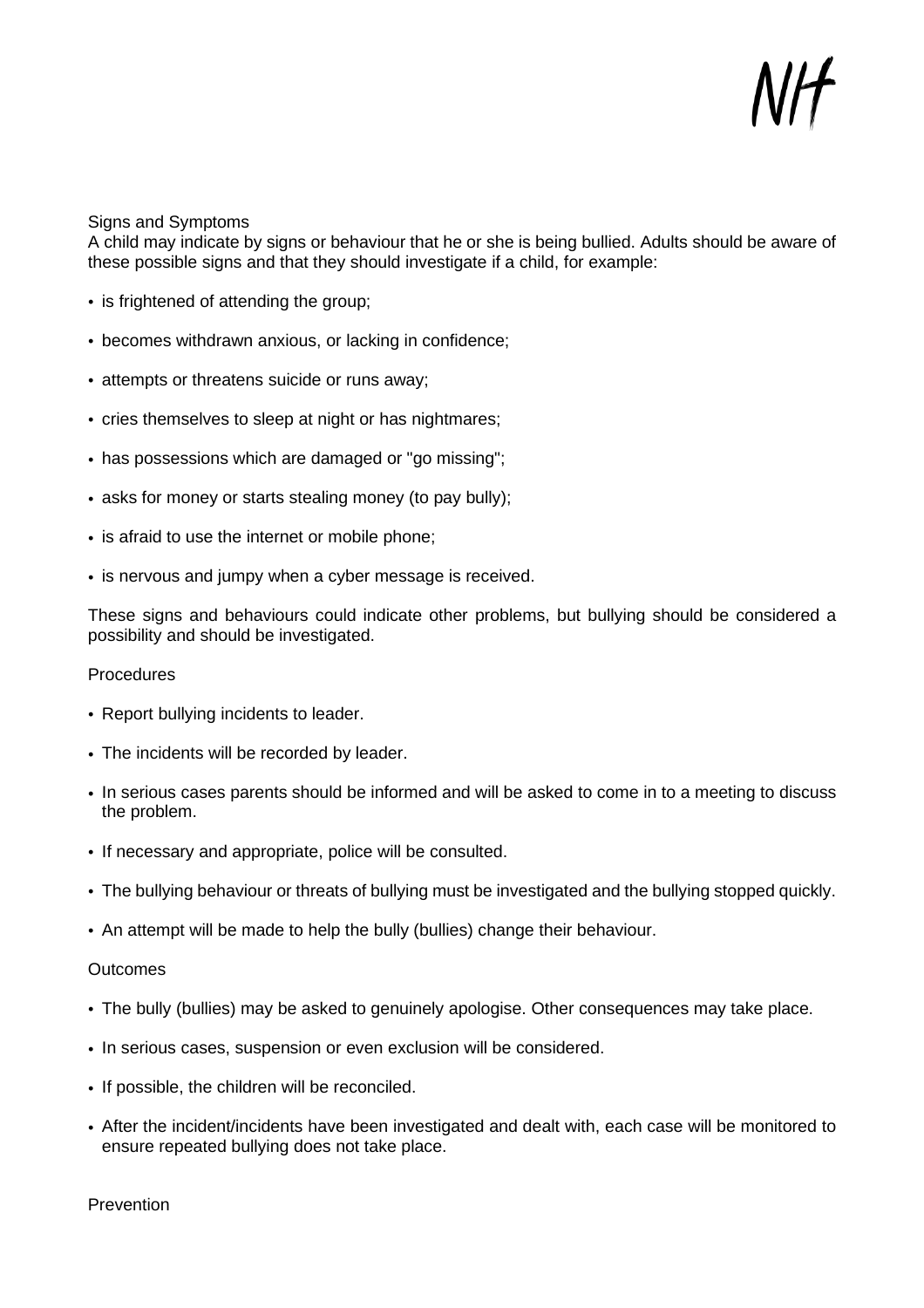Signs and Symptoms

A child may indicate by signs or behaviour that he or she is being bullied. Adults should be aware of these possible signs and that they should investigate if a child, for example:

- is frightened of attending the group;
- becomes withdrawn anxious, or lacking in confidence;
- attempts or threatens suicide or runs away;
- cries themselves to sleep at night or has nightmares;
- has possessions which are damaged or "go missing";
- asks for money or starts stealing money (to pay bully);
- is afraid to use the internet or mobile phone;
- is nervous and jumpy when a cyber message is received.

These signs and behaviours could indicate other problems, but bullying should be considered a possibility and should be investigated.

Procedures

- Report bullying incidents to leader.
- The incidents will be recorded by leader.
- In serious cases parents should be informed and will be asked to come in to a meeting to discuss the problem.
- If necessary and appropriate, police will be consulted.
- The bullying behaviour or threats of bullying must be investigated and the bullying stopped quickly.
- An attempt will be made to help the bully (bullies) change their behaviour.

Outcomes

- The bully (bullies) may be asked to genuinely apologise. Other consequences may take place.
- In serious cases, suspension or even exclusion will be considered.
- If possible, the children will be reconciled.
- After the incident/incidents have been investigated and dealt with, each case will be monitored to ensure repeated bullying does not take place.

Prevention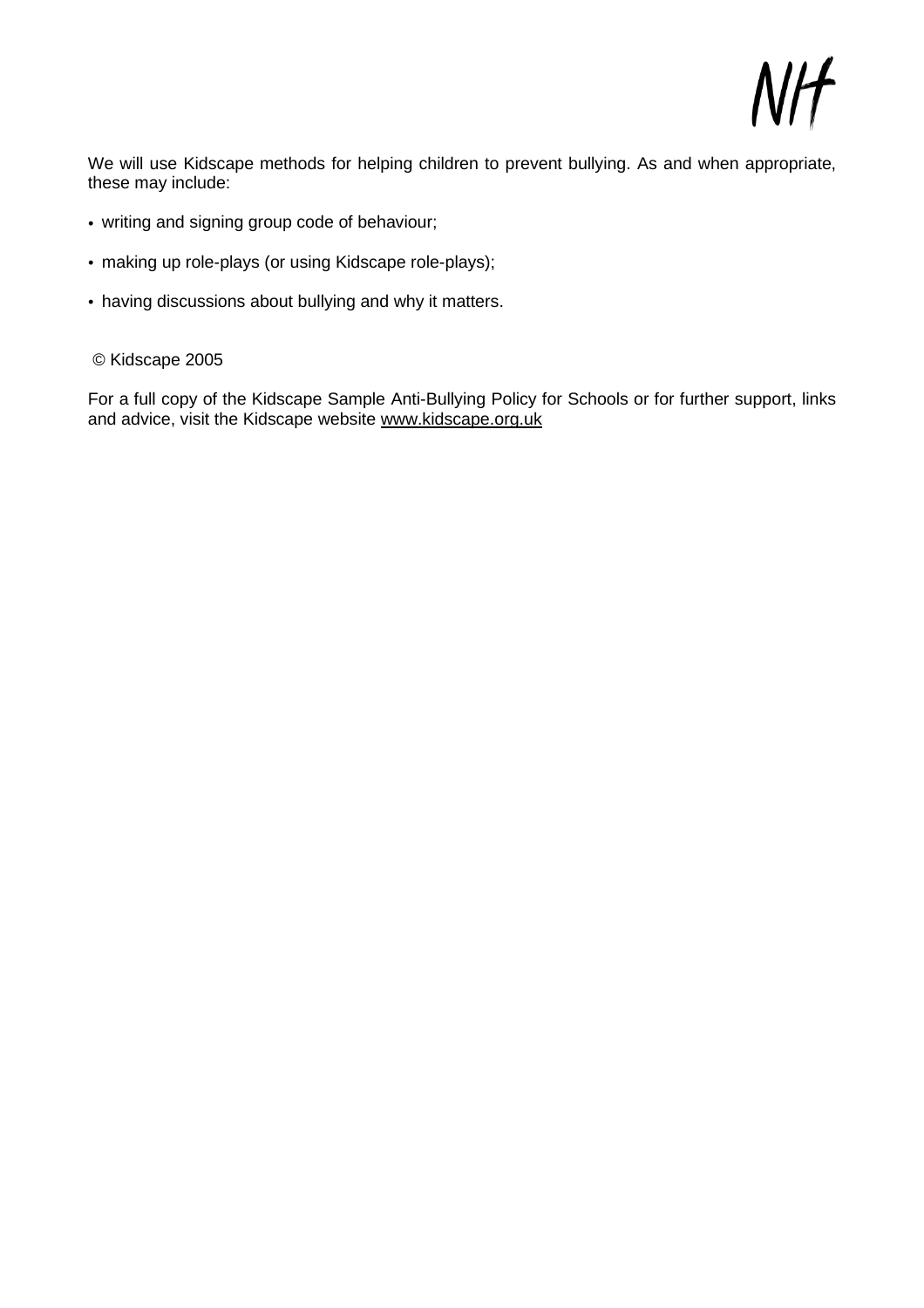We will use Kidscape methods for helping children to prevent bullying. As and when appropriate, these may include:

- writing and signing group code of behaviour;
- making up role-plays (or using Kidscape role-plays);
- having discussions about bullying and why it matters.

© Kidscape 2005

For a full copy of the Kidscape Sample Anti-Bullying Policy for Schools or for further support, links and advice, visit the Kidscape website www.kidscape.org.uk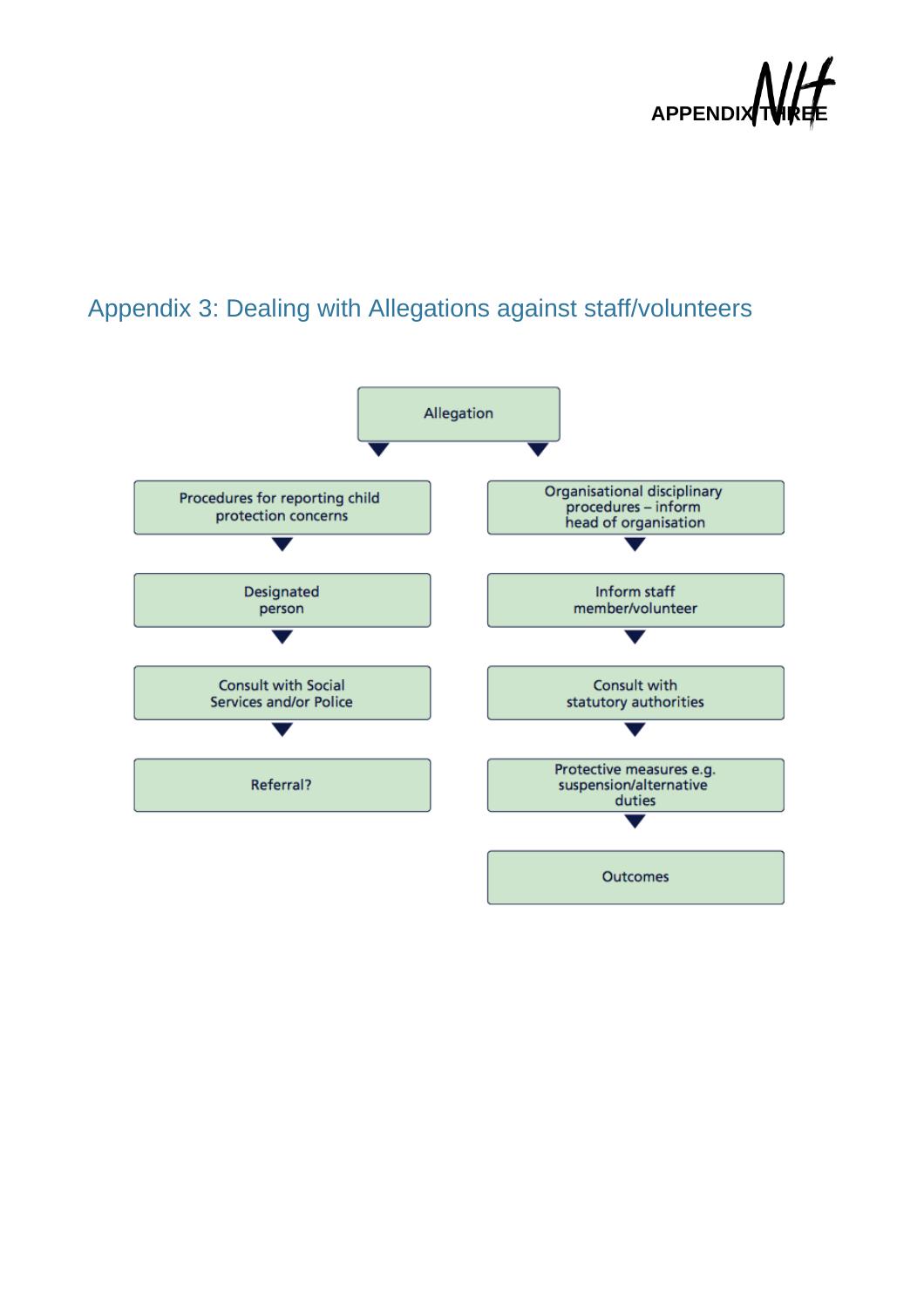APPENDIX THREE

## Appendix 3: Dealing with Allegations against staff/volunteers

Allegation

Procedures for reporting child protection concerns

Designated person

Consult with Social Services and/or Police

Referral?

Organisational disciplinary procedures – inform head of organisation

Inform staff member/volunteer

Consult with statutory authorities

Protective measures e.g. suspension/alternative duties

Outcomes